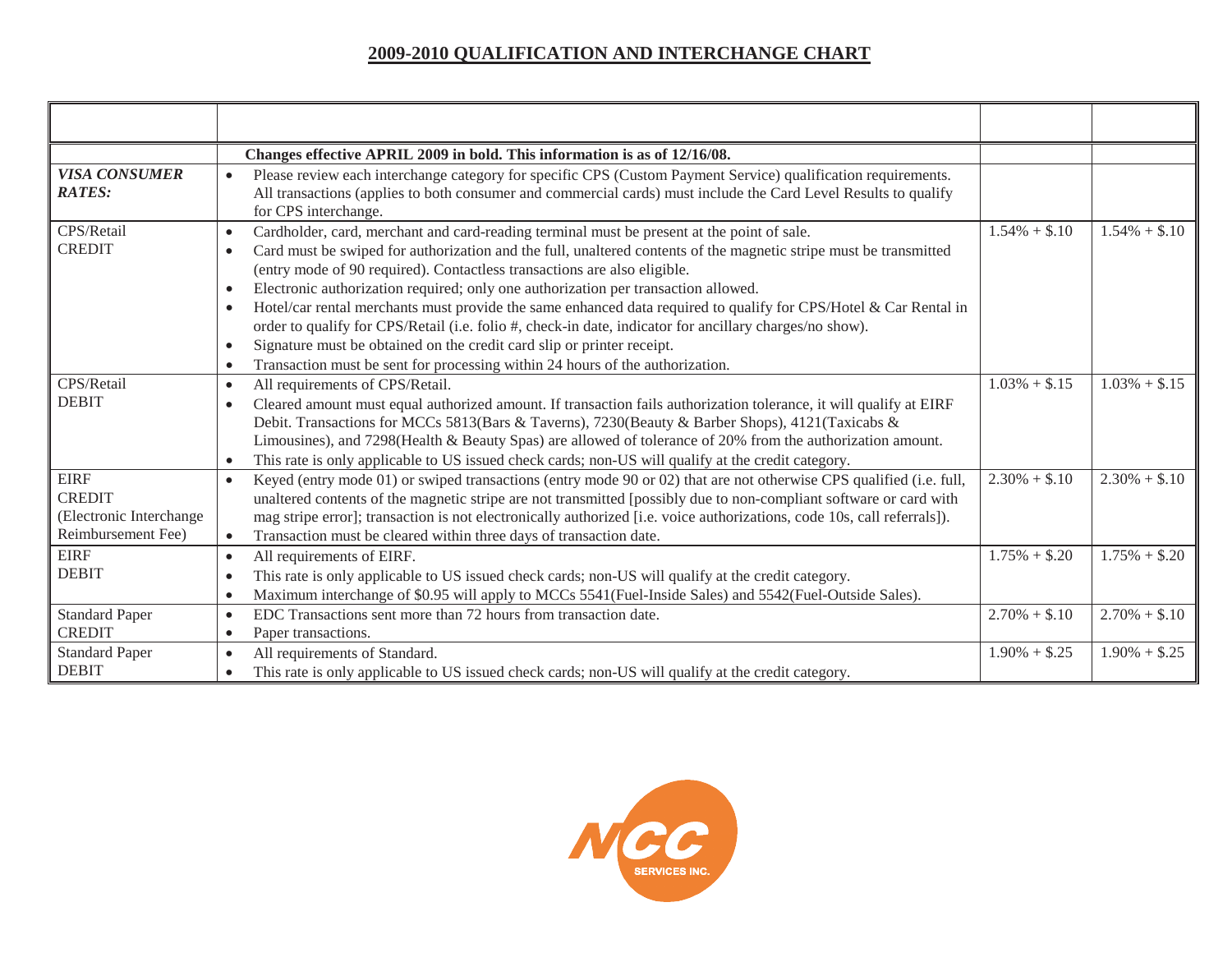# 2009-2010 QUALIFICATION AND INTERCHANGE CHART

| | | | |
|---|---|---|---|
| | **Changes effective APRIL 2009 in bold. This information is as of 12/16/08.** | | |
| ***VISA CONSUMER RATES:*** | • Please review each interchange category for specific CPS (Custom Payment Service) qualification requirements. All transactions (applies to both consumer and commercial cards) must include the Card Level Results to qualify for CPS interchange. | | |
| CPS/Retail CREDIT | • Cardholder, card, merchant and card-reading terminal must be present at the point of sale.<br>• Card must be swiped for authorization and the full, unaltered contents of the magnetic stripe must be transmitted (entry mode of 90 required). Contactless transactions are also eligible.<br>• Electronic authorization required; only one authorization per transaction allowed.<br>• Hotel/car rental merchants must provide the same enhanced data required to qualify for CPS/Hotel & Car Rental in order to qualify for CPS/Retail (i.e. folio #, check-in date, indicator for ancillary charges/no show).<br>• Signature must be obtained on the credit card slip or printer receipt.<br>• Transaction must be sent for processing within 24 hours of the authorization. | 1.54% + $.10 | 1.54% + $.10 |
| CPS/Retail DEBIT | • All requirements of CPS/Retail.<br>• Cleared amount must equal authorized amount. If transaction fails authorization tolerance, it will qualify at EIRF Debit. Transactions for MCCs 5813(Bars & Taverns), 7230(Beauty & Barber Shops), 4121(Taxicabs & Limousines), and 7298(Health & Beauty Spas) are allowed of tolerance of 20% from the authorization amount.<br>• This rate is only applicable to US issued check cards; non-US will qualify at the credit category. | 1.03% + $.15 | 1.03% + $.15 |
| EIRF CREDIT (Electronic Interchange Reimbursement Fee) | • Keyed (entry mode 01) or swiped transactions (entry mode 90 or 02) that are not otherwise CPS qualified (i.e. full, unaltered contents of the magnetic stripe are not transmitted [possibly due to non-compliant software or card with mag stripe error]; transaction is not electronically authorized [i.e. voice authorizations, code 10s, call referrals]).<br>• Transaction must be cleared within three days of transaction date. | 2.30% + $.10 | 2.30% + $.10 |
| EIRF DEBIT | • All requirements of EIRF.<br>• This rate is only applicable to US issued check cards; non-US will qualify at the credit category.<br>• Maximum interchange of $0.95 will apply to MCCs 5541(Fuel-Inside Sales) and 5542(Fuel-Outside Sales). | 1.75% + $.20 | 1.75% + $.20 |
| Standard Paper CREDIT | • EDC Transactions sent more than 72 hours from transaction date.<br>• Paper transactions. | 2.70% + $.10 | 2.70% + $.10 |
| Standard Paper DEBIT | • All requirements of Standard.<br>• This rate is only applicable to US issued check cards; non-US will qualify at the credit category. | 1.90% + $.25 | 1.90% + $.25 |

NCC SERVICES INC.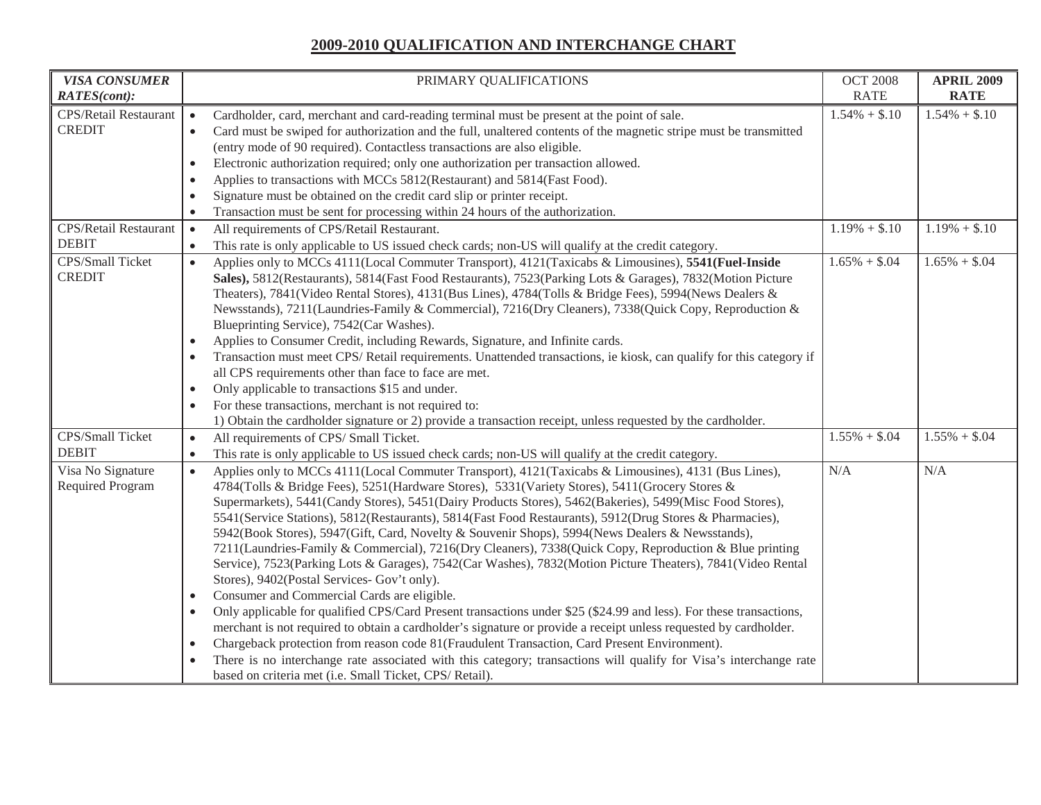# 2009-2010 QUALIFICATION AND INTERCHANGE CHART

| ***VISA CONSUMER RATES(cont):*** | PRIMARY QUALIFICATIONS | OCT 2008 RATE | **APRIL 2009 RATE** |
|---|---|---|---|
| CPS/Retail Restaurant CREDIT | • Cardholder, card, merchant and card-reading terminal must be present at the point of sale.<br>• Card must be swiped for authorization and the full, unaltered contents of the magnetic stripe must be transmitted (entry mode of 90 required). Contactless transactions are also eligible.<br>• Electronic authorization required; only one authorization per transaction allowed.<br>• Applies to transactions with MCCs 5812(Restaurant) and 5814(Fast Food).<br>• Signature must be obtained on the credit card slip or printer receipt.<br>• Transaction must be sent for processing within 24 hours of the authorization. | 1.54% + $.10 | 1.54% + $.10 |
| CPS/Retail Restaurant DEBIT | • All requirements of CPS/Retail Restaurant.<br>• This rate is only applicable to US issued check cards; non-US will qualify at the credit category. | 1.19% + $.10 | 1.19% + $.10 |
| CPS/Small Ticket CREDIT | • Applies only to MCCs 4111(Local Commuter Transport), 4121(Taxicabs & Limousines), **5541(Fuel-Inside Sales),** 5812(Restaurants), 5814(Fast Food Restaurants), 7523(Parking Lots & Garages), 7832(Motion Picture Theaters), 7841(Video Rental Stores), 4131(Bus Lines), 4784(Tolls & Bridge Fees), 5994(News Dealers & Newsstands), 7211(Laundries-Family & Commercial), 7216(Dry Cleaners), 7338(Quick Copy, Reproduction & Blueprinting Service), 7542(Car Washes).<br>• Applies to Consumer Credit, including Rewards, Signature, and Infinite cards.<br>• Transaction must meet CPS/ Retail requirements. Unattended transactions, ie kiosk, can qualify for this category if all CPS requirements other than face to face are met.<br>• Only applicable to transactions $15 and under.<br>• For these transactions, merchant is not required to:<br>1) Obtain the cardholder signature or 2) provide a transaction receipt, unless requested by the cardholder. | 1.65% + $.04 | 1.65% + $.04 |
| CPS/Small Ticket DEBIT | • All requirements of CPS/ Small Ticket.<br>• This rate is only applicable to US issued check cards; non-US will qualify at the credit category. | 1.55% + $.04 | 1.55% + $.04 |
| Visa No Signature Required Program | • Applies only to MCCs 4111(Local Commuter Transport), 4121(Taxicabs & Limousines), 4131 (Bus Lines), 4784(Tolls & Bridge Fees), 5251(Hardware Stores), 5331(Variety Stores), 5411(Grocery Stores & Supermarkets), 5441(Candy Stores), 5451(Dairy Products Stores), 5462(Bakeries), 5499(Misc Food Stores), 5541(Service Stations), 5812(Restaurants), 5814(Fast Food Restaurants), 5912(Drug Stores & Pharmacies), 5942(Book Stores), 5947(Gift, Card, Novelty & Souvenir Shops), 5994(News Dealers & Newsstands), 7211(Laundries-Family & Commercial), 7216(Dry Cleaners), 7338(Quick Copy, Reproduction & Blue printing Service), 7523(Parking Lots & Garages), 7542(Car Washes), 7832(Motion Picture Theaters), 7841(Video Rental Stores), 9402(Postal Services- Gov't only).<br>• Consumer and Commercial Cards are eligible.<br>• Only applicable for qualified CPS/Card Present transactions under $25 ($24.99 and less). For these transactions, merchant is not required to obtain a cardholder's signature or provide a receipt unless requested by cardholder.<br>• Chargeback protection from reason code 81(Fraudulent Transaction, Card Present Environment).<br>• There is no interchange rate associated with this category; transactions will qualify for Visa's interchange rate based on criteria met (i.e. Small Ticket, CPS/ Retail). | N/A | N/A |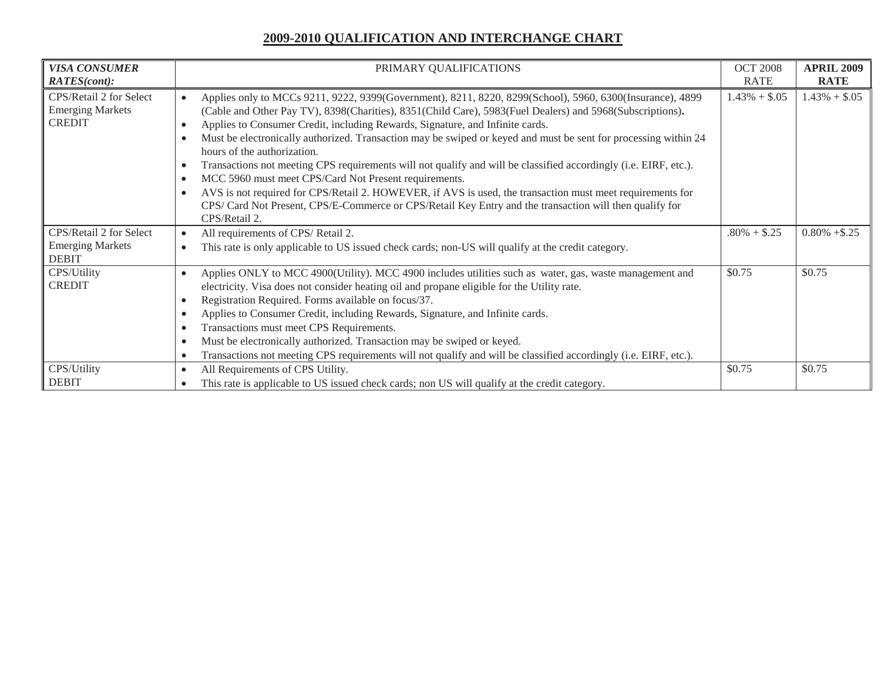## 2009-2010 QUALIFICATION AND INTERCHANGE CHART

| ***VISA CONSUMER RATES(cont):*** | PRIMARY QUALIFICATIONS | OCT 2008 RATE | **APRIL 2009 RATE** |
|---|---|---|---|
| CPS/Retail 2 for Select Emerging Markets CREDIT | • Applies only to MCCs 9211, 9222, 9399(Government), 8211, 8220, 8299(School), 5960, 6300(Insurance), 4899 (Cable and Other Pay TV), 8398(Charities), 8351(Child Care), 5983(Fuel Dealers) and 5968(Subscriptions)**.**<br>• Applies to Consumer Credit, including Rewards, Signature, and Infinite cards.<br>• Must be electronically authorized. Transaction may be swiped or keyed and must be sent for processing within 24 hours of the authorization.<br>• Transactions not meeting CPS requirements will not qualify and will be classified accordingly (i.e. EIRF, etc.).<br>• MCC 5960 must meet CPS/Card Not Present requirements.<br>• AVS is not required for CPS/Retail 2. HOWEVER, if AVS is used, the transaction must meet requirements for CPS/ Card Not Present, CPS/E-Commerce or CPS/Retail Key Entry and the transaction will then qualify for CPS/Retail 2. | 1.43% + $.05 | 1.43% + $.05 |
| CPS/Retail 2 for Select Emerging Markets DEBIT | • All requirements of CPS/ Retail 2.<br>• This rate is only applicable to US issued check cards; non-US will qualify at the credit category. | .80% + $.25 | 0.80% +$.25 |
| CPS/Utility CREDIT | • Applies ONLY to MCC 4900(Utility). MCC 4900 includes utilities such as water, gas, waste management and electricity. Visa does not consider heating oil and propane eligible for the Utility rate.<br>• Registration Required. Forms available on focus/37.<br>• Applies to Consumer Credit, including Rewards, Signature, and Infinite cards.<br>• Transactions must meet CPS Requirements.<br>• Must be electronically authorized. Transaction may be swiped or keyed.<br>• Transactions not meeting CPS requirements will not qualify and will be classified accordingly (i.e. EIRF, etc.). | $0.75 | $0.75 |
| CPS/Utility DEBIT | • All Requirements of CPS Utility.<br>• This rate is applicable to US issued check cards; non US will qualify at the credit category. | $0.75 | $0.75 |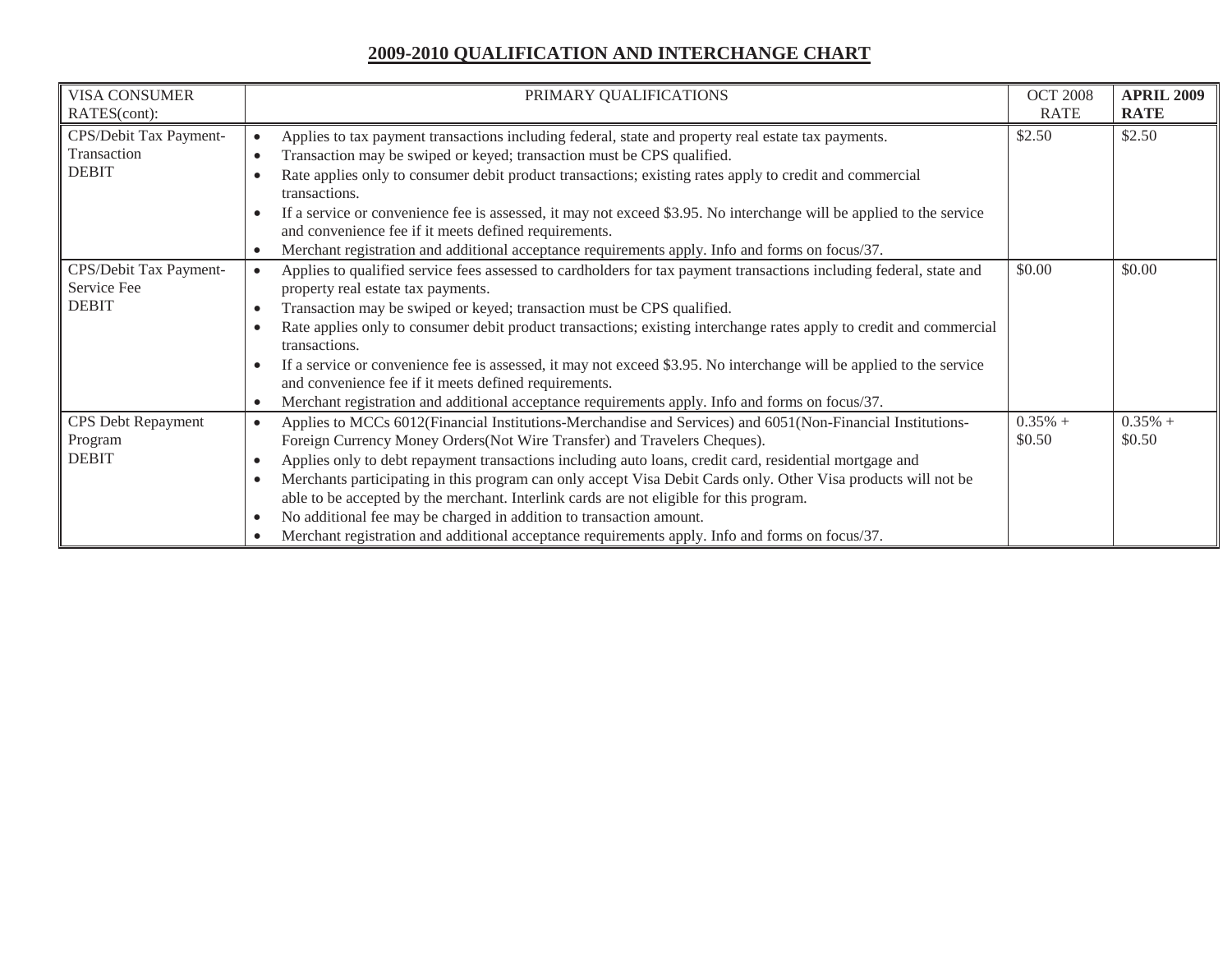## 2009-2010 QUALIFICATION AND INTERCHANGE CHART

| VISA CONSUMER RATES(cont): | PRIMARY QUALIFICATIONS | OCT 2008 RATE | **APRIL 2009 RATE** |
|---|---|---|---|
| CPS/Debit Tax Payment-Transaction DEBIT | • Applies to tax payment transactions including federal, state and property real estate tax payments.<br>• Transaction may be swiped or keyed; transaction must be CPS qualified.<br>• Rate applies only to consumer debit product transactions; existing rates apply to credit and commercial transactions.<br>• If a service or convenience fee is assessed, it may not exceed $3.95. No interchange will be applied to the service and convenience fee if it meets defined requirements.<br>• Merchant registration and additional acceptance requirements apply. Info and forms on focus/37. | $2.50 | $2.50 |
| CPS/Debit Tax Payment-Service Fee DEBIT | • Applies to qualified service fees assessed to cardholders for tax payment transactions including federal, state and property real estate tax payments.<br>• Transaction may be swiped or keyed; transaction must be CPS qualified.<br>• Rate applies only to consumer debit product transactions; existing interchange rates apply to credit and commercial transactions.<br>• If a service or convenience fee is assessed, it may not exceed $3.95. No interchange will be applied to the service and convenience fee if it meets defined requirements.<br>• Merchant registration and additional acceptance requirements apply. Info and forms on focus/37. | $0.00 | $0.00 |
| CPS Debt Repayment Program DEBIT | • Applies to MCCs 6012(Financial Institutions-Merchandise and Services) and 6051(Non-Financial Institutions-Foreign Currency Money Orders(Not Wire Transfer) and Travelers Cheques).<br>• Applies only to debt repayment transactions including auto loans, credit card, residential mortgage and<br>• Merchants participating in this program can only accept Visa Debit Cards only. Other Visa products will not be able to be accepted by the merchant. Interlink cards are not eligible for this program.<br>• No additional fee may be charged in addition to transaction amount.<br>• Merchant registration and additional acceptance requirements apply. Info and forms on focus/37. | 0.35% + $0.50 | 0.35% + $0.50 |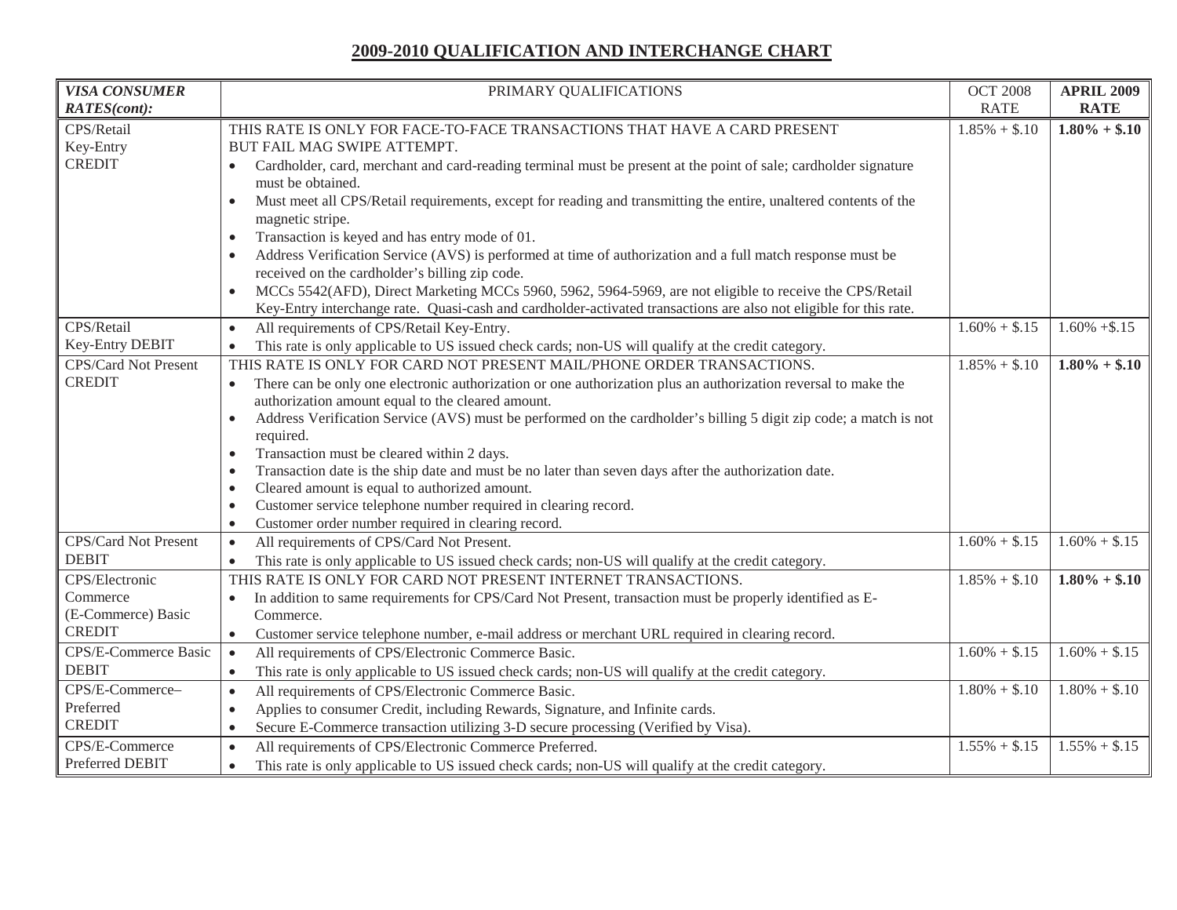## 2009-2010 QUALIFICATION AND INTERCHANGE CHART

| *VISA CONSUMER RATES(cont):* | PRIMARY QUALIFICATIONS | OCT 2008 RATE | **APRIL 2009 RATE** |
|---|---|---|---|
| CPS/Retail Key-Entry CREDIT | THIS RATE IS ONLY FOR FACE-TO-FACE TRANSACTIONS THAT HAVE A CARD PRESENT BUT FAIL MAG SWIPE ATTEMPT.<br>• Cardholder, card, merchant and card-reading terminal must be present at the point of sale; cardholder signature must be obtained.<br>• Must meet all CPS/Retail requirements, except for reading and transmitting the entire, unaltered contents of the magnetic stripe.<br>• Transaction is keyed and has entry mode of 01.<br>• Address Verification Service (AVS) is performed at time of authorization and a full match response must be received on the cardholder's billing zip code.<br>• MCCs 5542(AFD), Direct Marketing MCCs 5960, 5962, 5964-5969, are not eligible to receive the CPS/Retail Key-Entry interchange rate. Quasi-cash and cardholder-activated transactions are also not eligible for this rate. | 1.85% + $.10 | **1.80% + $.10** |
| CPS/Retail Key-Entry DEBIT | • All requirements of CPS/Retail Key-Entry.<br>• This rate is only applicable to US issued check cards; non-US will qualify at the credit category. | 1.60% + $.15 | 1.60% +$.15 |
| CPS/Card Not Present CREDIT | THIS RATE IS ONLY FOR CARD NOT PRESENT MAIL/PHONE ORDER TRANSACTIONS.<br>• There can be only one electronic authorization or one authorization plus an authorization reversal to make the authorization amount equal to the cleared amount.<br>• Address Verification Service (AVS) must be performed on the cardholder's billing 5 digit zip code; a match is not required.<br>• Transaction must be cleared within 2 days.<br>• Transaction date is the ship date and must be no later than seven days after the authorization date.<br>• Cleared amount is equal to authorized amount.<br>• Customer service telephone number required in clearing record.<br>• Customer order number required in clearing record. | 1.85% + $.10 | **1.80% + $.10** |
| CPS/Card Not Present DEBIT | • All requirements of CPS/Card Not Present.<br>• This rate is only applicable to US issued check cards; non-US will qualify at the credit category. | 1.60% + $.15 | 1.60% + $.15 |
| CPS/Electronic Commerce (E-Commerce) Basic CREDIT | THIS RATE IS ONLY FOR CARD NOT PRESENT INTERNET TRANSACTIONS.<br>• In addition to same requirements for CPS/Card Not Present, transaction must be properly identified as E-Commerce.<br>• Customer service telephone number, e-mail address or merchant URL required in clearing record. | 1.85% + $.10 | **1.80% + $.10** |
| CPS/E-Commerce Basic DEBIT | • All requirements of CPS/Electronic Commerce Basic.<br>• This rate is only applicable to US issued check cards; non-US will qualify at the credit category. | 1.60% + $.15 | 1.60% + $.15 |
| CPS/E-Commerce–Preferred CREDIT | • All requirements of CPS/Electronic Commerce Basic.<br>• Applies to consumer Credit, including Rewards, Signature, and Infinite cards.<br>• Secure E-Commerce transaction utilizing 3-D secure processing (Verified by Visa). | 1.80% + $.10 | 1.80% + $.10 |
| CPS/E-Commerce Preferred DEBIT | • All requirements of CPS/Electronic Commerce Preferred.<br>• This rate is only applicable to US issued check cards; non-US will qualify at the credit category. | 1.55% + $.15 | 1.55% + $.15 |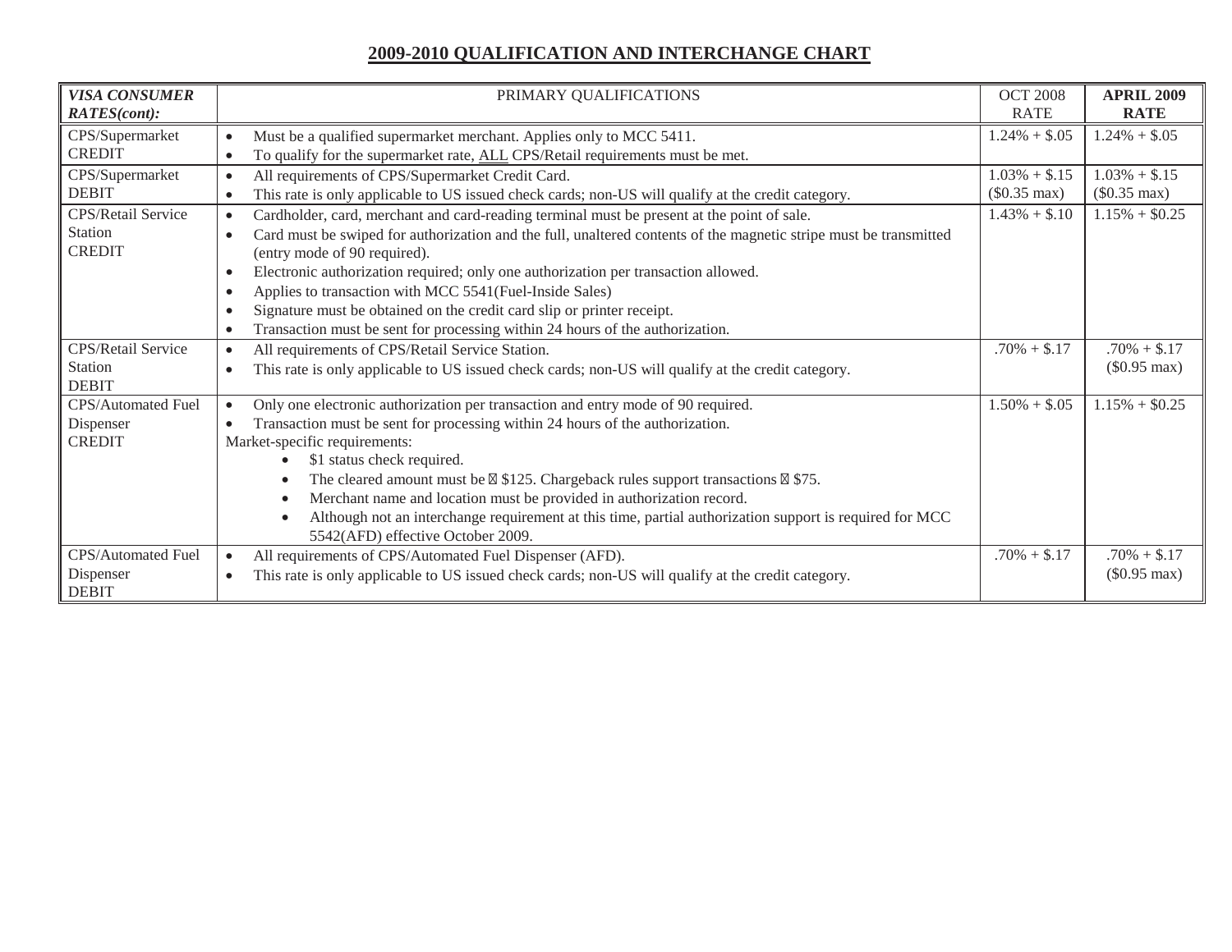## 2009-2010 QUALIFICATION AND INTERCHANGE CHART

| *VISA CONSUMER RATES(cont):* | PRIMARY QUALIFICATIONS | OCT 2008 RATE | **APRIL 2009 RATE** |
|---|---|---|---|
| CPS/Supermarket CREDIT | • Must be a qualified supermarket merchant. Applies only to MCC 5411.<br>• To qualify for the supermarket rate, ALL CPS/Retail requirements must be met. | 1.24% + $.05 | 1.24% + $.05 |
| CPS/Supermarket DEBIT | • All requirements of CPS/Supermarket Credit Card.<br>• This rate is only applicable to US issued check cards; non-US will qualify at the credit category. | 1.03% + $.15 ($0.35 max) | 1.03% + $.15 ($0.35 max) |
| CPS/Retail Service Station CREDIT | • Cardholder, card, merchant and card-reading terminal must be present at the point of sale.<br>• Card must be swiped for authorization and the full, unaltered contents of the magnetic stripe must be transmitted (entry mode of 90 required).<br>• Electronic authorization required; only one authorization per transaction allowed.<br>• Applies to transaction with MCC 5541(Fuel-Inside Sales)<br>• Signature must be obtained on the credit card slip or printer receipt.<br>• Transaction must be sent for processing within 24 hours of the authorization. | 1.43% + $.10 | 1.15% + $0.25 |
| CPS/Retail Service Station DEBIT | • All requirements of CPS/Retail Service Station.<br>• This rate is only applicable to US issued check cards; non-US will qualify at the credit category. | .70% + $.17 | .70% + $.17 ($0.95 max) |
| CPS/Automated Fuel Dispenser CREDIT | • Only one electronic authorization per transaction and entry mode of 90 required.<br>• Transaction must be sent for processing within 24 hours of the authorization.<br>Market-specific requirements:<br>• $1 status check required.<br>• The cleared amount must be ≤ $125. Chargeback rules support transactions ≤ $75.<br>• Merchant name and location must be provided in authorization record.<br>• Although not an interchange requirement at this time, partial authorization support is required for MCC 5542(AFD) effective October 2009. | 1.50% + $.05 | 1.15% + $0.25 |
| CPS/Automated Fuel Dispenser DEBIT | • All requirements of CPS/Automated Fuel Dispenser (AFD).<br>• This rate is only applicable to US issued check cards; non-US will qualify at the credit category. | .70% + $.17 | .70% + $.17 ($0.95 max) |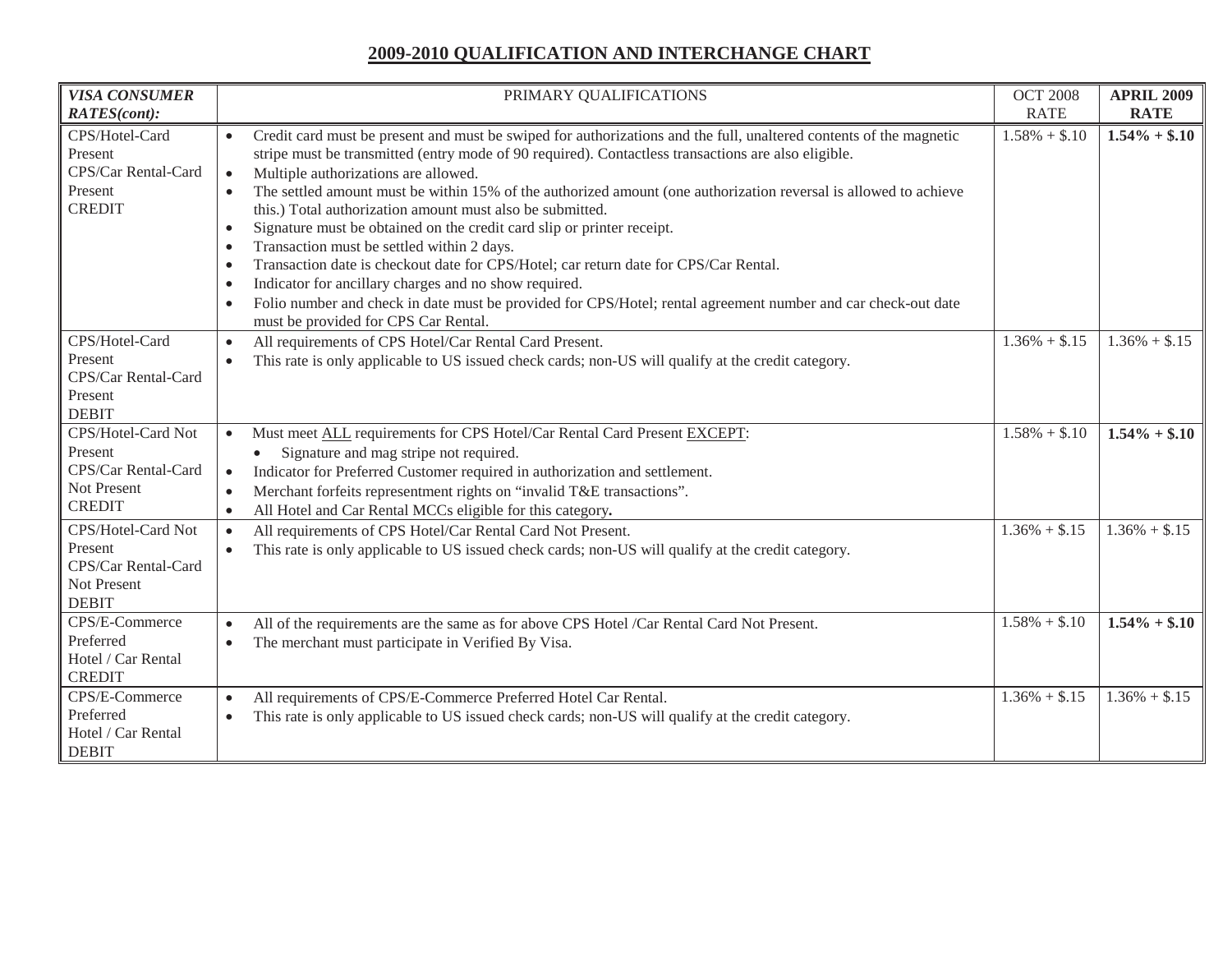## 2009-2010 QUALIFICATION AND INTERCHANGE CHART

| *VISA CONSUMER RATES(cont):* | PRIMARY QUALIFICATIONS | OCT 2008 RATE | **APRIL 2009 RATE** |
|---|---|---|---|
| CPS/Hotel-Card Present CPS/Car Rental-Card Present CREDIT | • Credit card must be present and must be swiped for authorizations and the full, unaltered contents of the magnetic stripe must be transmitted (entry mode of 90 required). Contactless transactions are also eligible.<br>• Multiple authorizations are allowed.<br>• The settled amount must be within 15% of the authorized amount (one authorization reversal is allowed to achieve this.) Total authorization amount must also be submitted.<br>• Signature must be obtained on the credit card slip or printer receipt.<br>• Transaction must be settled within 2 days.<br>• Transaction date is checkout date for CPS/Hotel; car return date for CPS/Car Rental.<br>• Indicator for ancillary charges and no show required.<br>• Folio number and check in date must be provided for CPS/Hotel; rental agreement number and car check-out date must be provided for CPS Car Rental. | 1.58% + $.10 | **1.54% + $.10** |
| CPS/Hotel-Card Present CPS/Car Rental-Card Present DEBIT | • All requirements of CPS Hotel/Car Rental Card Present.<br>• This rate is only applicable to US issued check cards; non-US will qualify at the credit category. | 1.36% + $.15 | 1.36% + $.15 |
| CPS/Hotel-Card Not Present CPS/Car Rental-Card Not Present CREDIT | • Must meet <u>ALL</u> requirements for CPS Hotel/Car Rental Card Present <u>EXCEPT</u>:<br>&nbsp;&nbsp;&nbsp;&nbsp;• Signature and mag stripe not required.<br>• Indicator for Preferred Customer required in authorization and settlement.<br>• Merchant forfeits representment rights on "invalid T&E transactions".<br>• All Hotel and Car Rental MCCs eligible for this category**.** | 1.58% + $.10 | **1.54% + $.10** |
| CPS/Hotel-Card Not Present CPS/Car Rental-Card Not Present DEBIT | • All requirements of CPS Hotel/Car Rental Card Not Present.<br>• This rate is only applicable to US issued check cards; non-US will qualify at the credit category. | 1.36% + $.15 | 1.36% + $.15 |
| CPS/E-Commerce Preferred Hotel / Car Rental CREDIT | • All of the requirements are the same as for above CPS Hotel /Car Rental Card Not Present.<br>• The merchant must participate in Verified By Visa. | 1.58% + $.10 | **1.54% + $.10** |
| CPS/E-Commerce Preferred Hotel / Car Rental DEBIT | • All requirements of CPS/E-Commerce Preferred Hotel Car Rental.<br>• This rate is only applicable to US issued check cards; non-US will qualify at the credit category. | 1.36% + $.15 | 1.36% + $.15 |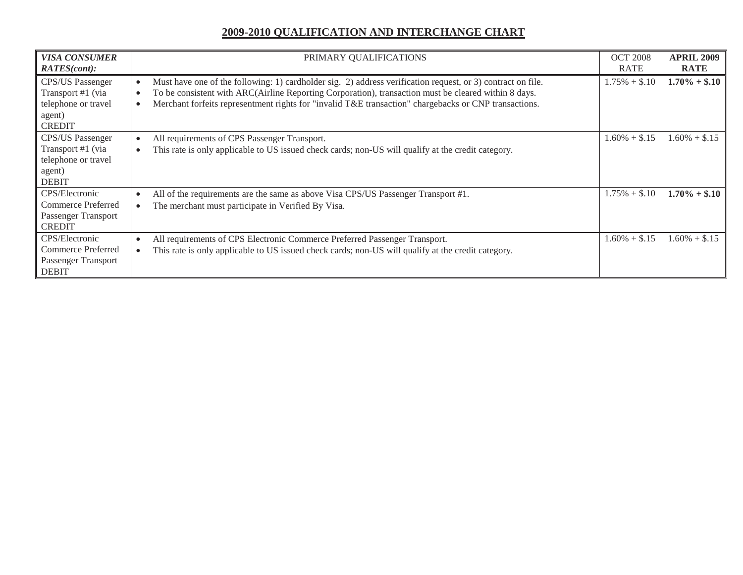## 2009-2010 QUALIFICATION AND INTERCHANGE CHART

| *VISA CONSUMER RATES(cont):* | PRIMARY QUALIFICATIONS | OCT 2008 RATE | **APRIL 2009 RATE** |
|---|---|---|---|
| CPS/US Passenger Transport #1 (via telephone or travel agent) CREDIT | • Must have one of the following: 1) cardholder sig. 2) address verification request, or 3) contract on file.<br>• To be consistent with ARC(Airline Reporting Corporation), transaction must be cleared within 8 days.<br>• Merchant forfeits representment rights for "invalid T&E transaction" chargebacks or CNP transactions. | 1.75% + $.10 | **1.70% + $.10** |
| CPS/US Passenger Transport #1 (via telephone or travel agent) DEBIT | • All requirements of CPS Passenger Transport.<br>• This rate is only applicable to US issued check cards; non-US will qualify at the credit category. | 1.60% + $.15 | 1.60% + $.15 |
| CPS/Electronic Commerce Preferred Passenger Transport CREDIT | • All of the requirements are the same as above Visa CPS/US Passenger Transport #1.<br>• The merchant must participate in Verified By Visa. | 1.75% + $.10 | **1.70% + $.10** |
| CPS/Electronic Commerce Preferred Passenger Transport DEBIT | • All requirements of CPS Electronic Commerce Preferred Passenger Transport.<br>• This rate is only applicable to US issued check cards; non-US will qualify at the credit category. | 1.60% + $.15 | 1.60% + $.15 |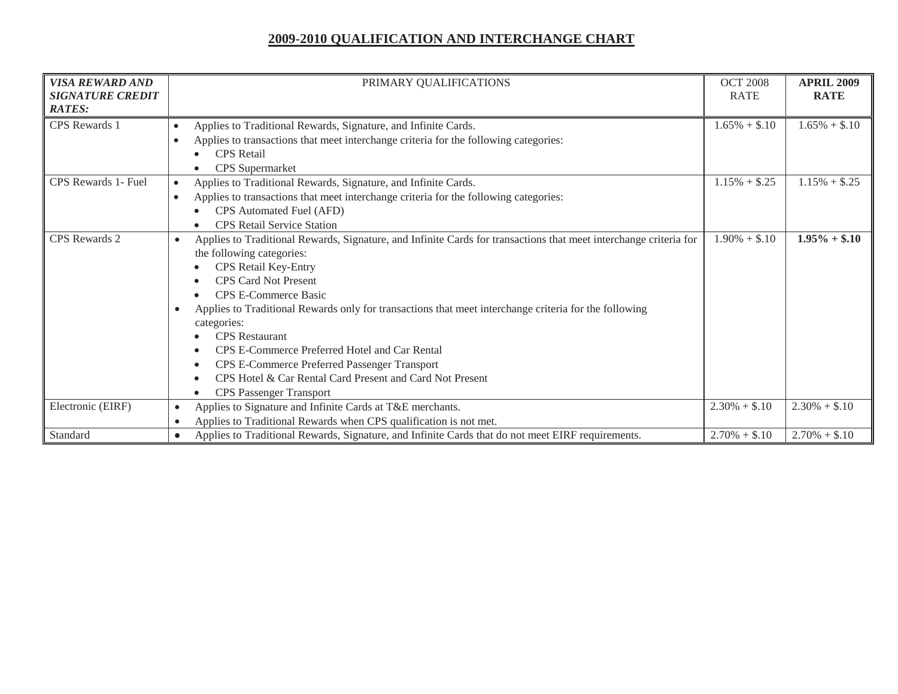# 2009-2010 QUALIFICATION AND INTERCHANGE CHART

| ***VISA REWARD AND SIGNATURE CREDIT RATES:*** | PRIMARY QUALIFICATIONS | OCT 2008 RATE | **APRIL 2009 RATE** |
|---|---|---|---|
| CPS Rewards 1 | • Applies to Traditional Rewards, Signature, and Infinite Cards.<br>• Applies to transactions that meet interchange criteria for the following categories:<br>  • CPS Retail<br>  • CPS Supermarket | 1.65% + $.10 | 1.65% + $.10 |
| CPS Rewards 1- Fuel | • Applies to Traditional Rewards, Signature, and Infinite Cards.<br>• Applies to transactions that meet interchange criteria for the following categories:<br>  • CPS Automated Fuel (AFD)<br>  • CPS Retail Service Station | 1.15% + $.25 | 1.15% + $.25 |
| CPS Rewards 2 | • Applies to Traditional Rewards, Signature, and Infinite Cards for transactions that meet interchange criteria for the following categories:<br>  • CPS Retail Key-Entry<br>  • CPS Card Not Present<br>  • CPS E-Commerce Basic<br>• Applies to Traditional Rewards only for transactions that meet interchange criteria for the following categories:<br>  • CPS Restaurant<br>  • CPS E-Commerce Preferred Hotel and Car Rental<br>  • CPS E-Commerce Preferred Passenger Transport<br>  • CPS Hotel & Car Rental Card Present and Card Not Present<br>  • CPS Passenger Transport | 1.90% + $.10 | **1.95% + $.10** |
| Electronic (EIRF) | • Applies to Signature and Infinite Cards at T&E merchants.<br>• Applies to Traditional Rewards when CPS qualification is not met. | 2.30% + $.10 | 2.30% + $.10 |
| Standard | • Applies to Traditional Rewards, Signature, and Infinite Cards that do not meet EIRF requirements. | 2.70% + $.10 | 2.70% + $.10 |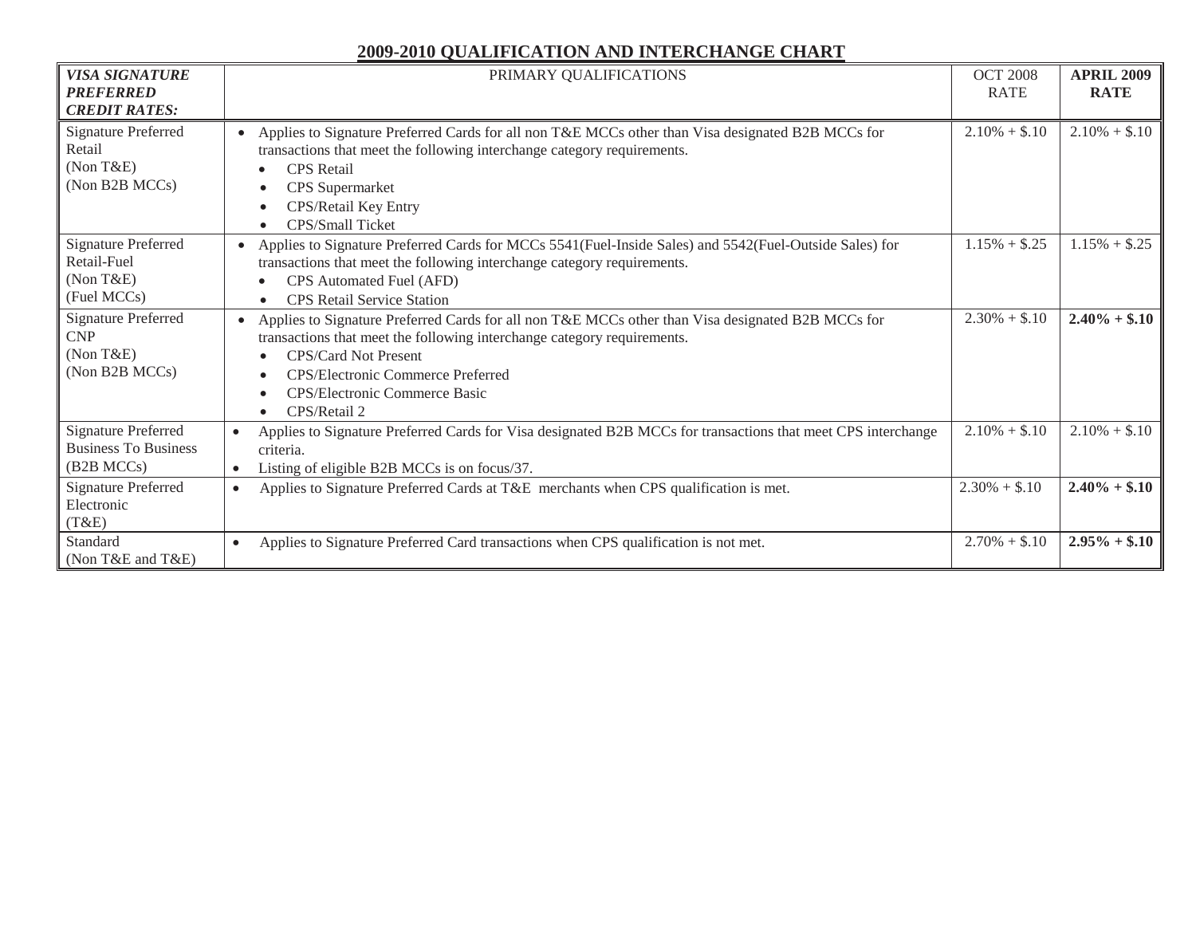## 2009-2010 QUALIFICATION AND INTERCHANGE CHART

| ***VISA SIGNATURE PREFERRED CREDIT RATES:*** | PRIMARY QUALIFICATIONS | OCT 2008 RATE | **APRIL 2009 RATE** |
|---|---|---|---|
| Signature Preferred Retail (Non T&E) (Non B2B MCCs) | • Applies to Signature Preferred Cards for all non T&E MCCs other than Visa designated B2B MCCs for transactions that meet the following interchange category requirements. <br>• CPS Retail <br>• CPS Supermarket <br>• CPS/Retail Key Entry <br>• CPS/Small Ticket | 2.10% + $.10 | 2.10% + $.10 |
| Signature Preferred Retail-Fuel (Non T&E) (Fuel MCCs) | • Applies to Signature Preferred Cards for MCCs 5541(Fuel-Inside Sales) and 5542(Fuel-Outside Sales) for transactions that meet the following interchange category requirements. <br>• CPS Automated Fuel (AFD) <br>• CPS Retail Service Station | 1.15% + $.25 | 1.15% + $.25 |
| Signature Preferred CNP (Non T&E) (Non B2B MCCs) | • Applies to Signature Preferred Cards for all non T&E MCCs other than Visa designated B2B MCCs for transactions that meet the following interchange category requirements. <br>• CPS/Card Not Present <br>• CPS/Electronic Commerce Preferred <br>• CPS/Electronic Commerce Basic <br>• CPS/Retail 2 | 2.30% + $.10 | **2.40% + $.10** |
| Signature Preferred Business To Business (B2B MCCs) | • Applies to Signature Preferred Cards for Visa designated B2B MCCs for transactions that meet CPS interchange criteria. <br>• Listing of eligible B2B MCCs is on focus/37. | 2.10% + $.10 | 2.10% + $.10 |
| Signature Preferred Electronic (T&E) | • Applies to Signature Preferred Cards at T&E merchants when CPS qualification is met. | 2.30% + $.10 | **2.40% + $.10** |
| Standard (Non T&E and T&E) | • Applies to Signature Preferred Card transactions when CPS qualification is not met. | 2.70% + $.10 | **2.95% + $.10** |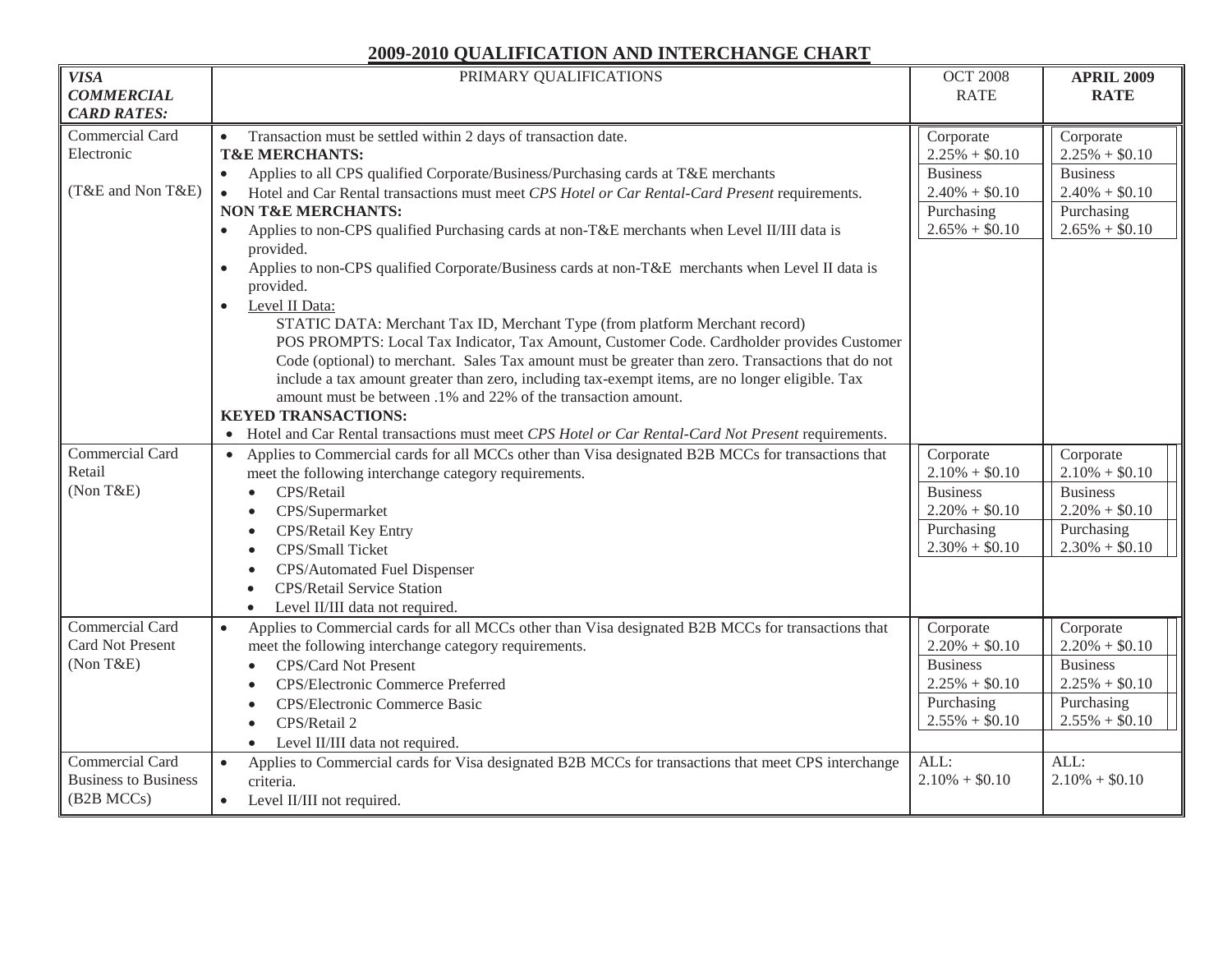## 2009-2010 QUALIFICATION AND INTERCHANGE CHART

| *VISA COMMERCIAL CARD RATES:* | PRIMARY QUALIFICATIONS | OCT 2008 RATE | **APRIL 2009 RATE** |
|---|---|---|---|
| Commercial Card Electronic<br><br>(T&E and Non T&E) | • Transaction must be settled within 2 days of transaction date.<br>**T&E MERCHANTS:**<br>• Applies to all CPS qualified Corporate/Business/Purchasing cards at T&E merchants<br>• Hotel and Car Rental transactions must meet *CPS Hotel or Car Rental-Card Present* requirements.<br>**NON T&E MERCHANTS:**<br>• Applies to non-CPS qualified Purchasing cards at non-T&E merchants when Level II/III data is provided.<br>• Applies to non-CPS qualified Corporate/Business cards at non-T&E merchants when Level II data is provided.<br>• Level II Data:<br>STATIC DATA: Merchant Tax ID, Merchant Type (from platform Merchant record)<br>POS PROMPTS: Local Tax Indicator, Tax Amount, Customer Code. Cardholder provides Customer Code (optional) to merchant. Sales Tax amount must be greater than zero. Transactions that do not include a tax amount greater than zero, including tax-exempt items, are no longer eligible. Tax amount must be between .1% and 22% of the transaction amount.<br>**KEYED TRANSACTIONS:**<br>• Hotel and Car Rental transactions must meet *CPS Hotel or Car Rental-Card Not Present* requirements. | Corporate<br>2.25% + $0.10<br>Business<br>2.40% + $0.10<br>Purchasing<br>2.65% + $0.10 | Corporate<br>2.25% + $0.10<br>Business<br>2.40% + $0.10<br>Purchasing<br>2.65% + $0.10 |
| Commercial Card Retail<br>(Non T&E) | • Applies to Commercial cards for all MCCs other than Visa designated B2B MCCs for transactions that meet the following interchange category requirements.<br>• CPS/Retail<br>• CPS/Supermarket<br>• CPS/Retail Key Entry<br>• CPS/Small Ticket<br>• CPS/Automated Fuel Dispenser<br>• CPS/Retail Service Station<br>• Level II/III data not required. | Corporate<br>2.10% + $0.10<br>Business<br>2.20% + $0.10<br>Purchasing<br>2.30% + $0.10 | Corporate<br>2.10% + $0.10<br>Business<br>2.20% + $0.10<br>Purchasing<br>2.30% + $0.10 |
| Commercial Card Card Not Present<br>(Non T&E) | • Applies to Commercial cards for all MCCs other than Visa designated B2B MCCs for transactions that meet the following interchange category requirements.<br>• CPS/Card Not Present<br>• CPS/Electronic Commerce Preferred<br>• CPS/Electronic Commerce Basic<br>• CPS/Retail 2<br>• Level II/III data not required. | Corporate<br>2.20% + $0.10<br>Business<br>2.25% + $0.10<br>Purchasing<br>2.55% + $0.10 | Corporate<br>2.20% + $0.10<br>Business<br>2.25% + $0.10<br>Purchasing<br>2.55% + $0.10 |
| Commercial Card Business to Business<br>(B2B MCCs) | • Applies to Commercial cards for Visa designated B2B MCCs for transactions that meet CPS interchange criteria.<br>• Level II/III not required. | ALL:<br>2.10% + $0.10 | ALL:<br>2.10% + $0.10 |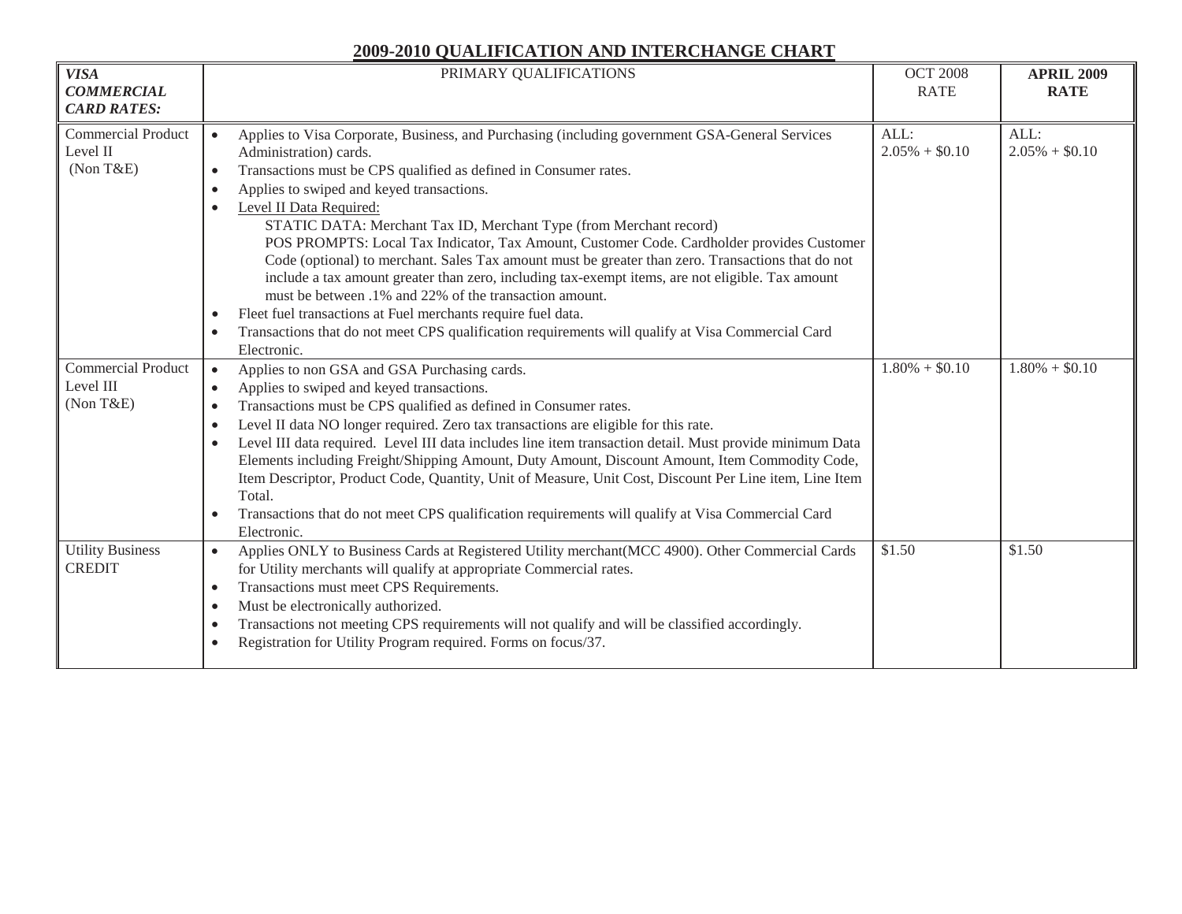# 2009-2010 QUALIFICATION AND INTERCHANGE CHART

| ***VISA COMMERCIAL CARD RATES:*** | PRIMARY QUALIFICATIONS | OCT 2008 RATE | **APRIL 2009 RATE** |
|---|---|---|---|
| Commercial Product Level II (Non T&E) | • Applies to Visa Corporate, Business, and Purchasing (including government GSA-General Services Administration) cards.<br>• Transactions must be CPS qualified as defined in Consumer rates.<br>• Applies to swiped and keyed transactions.<br>• Level II Data Required:<br>STATIC DATA: Merchant Tax ID, Merchant Type (from Merchant record)<br>POS PROMPTS: Local Tax Indicator, Tax Amount, Customer Code. Cardholder provides Customer Code (optional) to merchant. Sales Tax amount must be greater than zero. Transactions that do not include a tax amount greater than zero, including tax-exempt items, are not eligible. Tax amount must be between .1% and 22% of the transaction amount.<br>• Fleet fuel transactions at Fuel merchants require fuel data.<br>• Transactions that do not meet CPS qualification requirements will qualify at Visa Commercial Card Electronic. | ALL:<br>2.05% + $0.10 | ALL:<br>2.05% + $0.10 |
| Commercial Product Level III (Non T&E) | • Applies to non GSA and GSA Purchasing cards.<br>• Applies to swiped and keyed transactions.<br>• Transactions must be CPS qualified as defined in Consumer rates.<br>• Level II data NO longer required. Zero tax transactions are eligible for this rate.<br>• Level III data required. Level III data includes line item transaction detail. Must provide minimum Data Elements including Freight/Shipping Amount, Duty Amount, Discount Amount, Item Commodity Code, Item Descriptor, Product Code, Quantity, Unit of Measure, Unit Cost, Discount Per Line item, Line Item Total.<br>• Transactions that do not meet CPS qualification requirements will qualify at Visa Commercial Card Electronic. | 1.80% + $0.10 | 1.80% + $0.10 |
| Utility Business CREDIT | • Applies ONLY to Business Cards at Registered Utility merchant(MCC 4900). Other Commercial Cards for Utility merchants will qualify at appropriate Commercial rates.<br>• Transactions must meet CPS Requirements.<br>• Must be electronically authorized.<br>• Transactions not meeting CPS requirements will not qualify and will be classified accordingly.<br>• Registration for Utility Program required. Forms on focus/37. | $1.50 | $1.50 |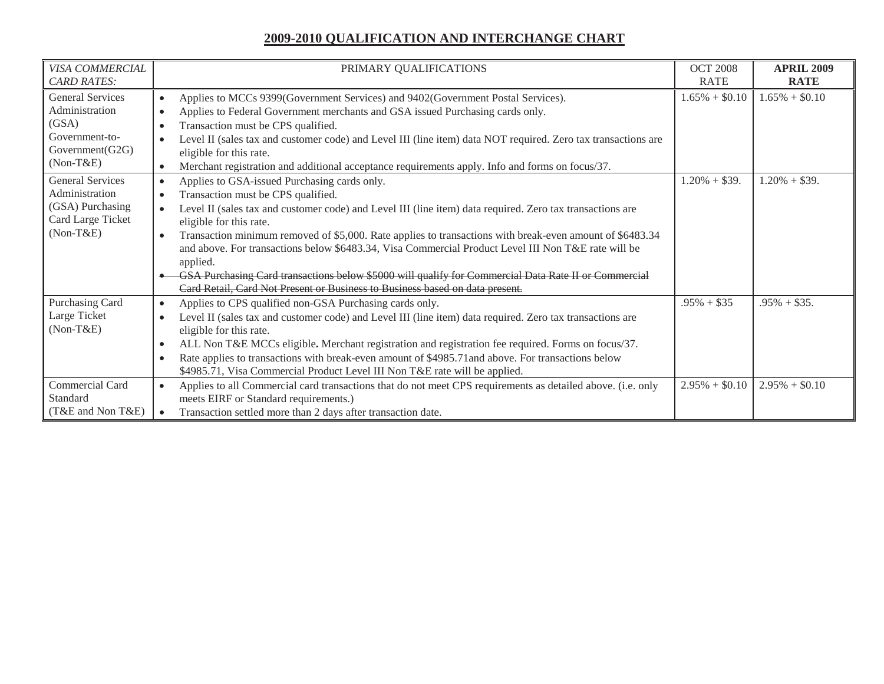# 2009-2010 QUALIFICATION AND INTERCHANGE CHART

| *VISA COMMERCIAL CARD RATES:* | PRIMARY QUALIFICATIONS | OCT 2008 RATE | **APRIL 2009 RATE** |
|---|---|---|---|
| General Services Administration (GSA) Government-to-Government(G2G) (Non-T&E) | • Applies to MCCs 9399(Government Services) and 9402(Government Postal Services).<br>• Applies to Federal Government merchants and GSA issued Purchasing cards only.<br>• Transaction must be CPS qualified.<br>• Level II (sales tax and customer code) and Level III (line item) data NOT required. Zero tax transactions are eligible for this rate.<br>• Merchant registration and additional acceptance requirements apply. Info and forms on focus/37. | 1.65% + $0.10 | 1.65% + $0.10 |
| General Services Administration (GSA) Purchasing Card Large Ticket (Non-T&E) | • Applies to GSA-issued Purchasing cards only.<br>• Transaction must be CPS qualified.<br>• Level II (sales tax and customer code) and Level III (line item) data required. Zero tax transactions are eligible for this rate.<br>• Transaction minimum removed of $5,000. Rate applies to transactions with break-even amount of $6483.34 and above. For transactions below $6483.34, Visa Commercial Product Level III Non T&E rate will be applied.<br>• ~~GSA Purchasing Card transactions below $5000 will qualify for Commercial Data Rate II or Commercial Card Retail, Card Not Present or Business to Business based on data present.~~ | 1.20% + $39. | 1.20% + $39. |
| Purchasing Card Large Ticket (Non-T&E) | • Applies to CPS qualified non-GSA Purchasing cards only.<br>• Level II (sales tax and customer code) and Level III (line item) data required. Zero tax transactions are eligible for this rate.<br>• ALL Non T&E MCCs eligible**.** Merchant registration and registration fee required. Forms on focus/37.<br>• Rate applies to transactions with break-even amount of $4985.71and above. For transactions below $4985.71, Visa Commercial Product Level III Non T&E rate will be applied. | .95% + $35 | .95% + $35. |
| Commercial Card Standard (T&E and Non T&E) | • Applies to all Commercial card transactions that do not meet CPS requirements as detailed above. (i.e. only meets EIRF or Standard requirements.)<br>• Transaction settled more than 2 days after transaction date. | 2.95% + $0.10 | 2.95% + $0.10 |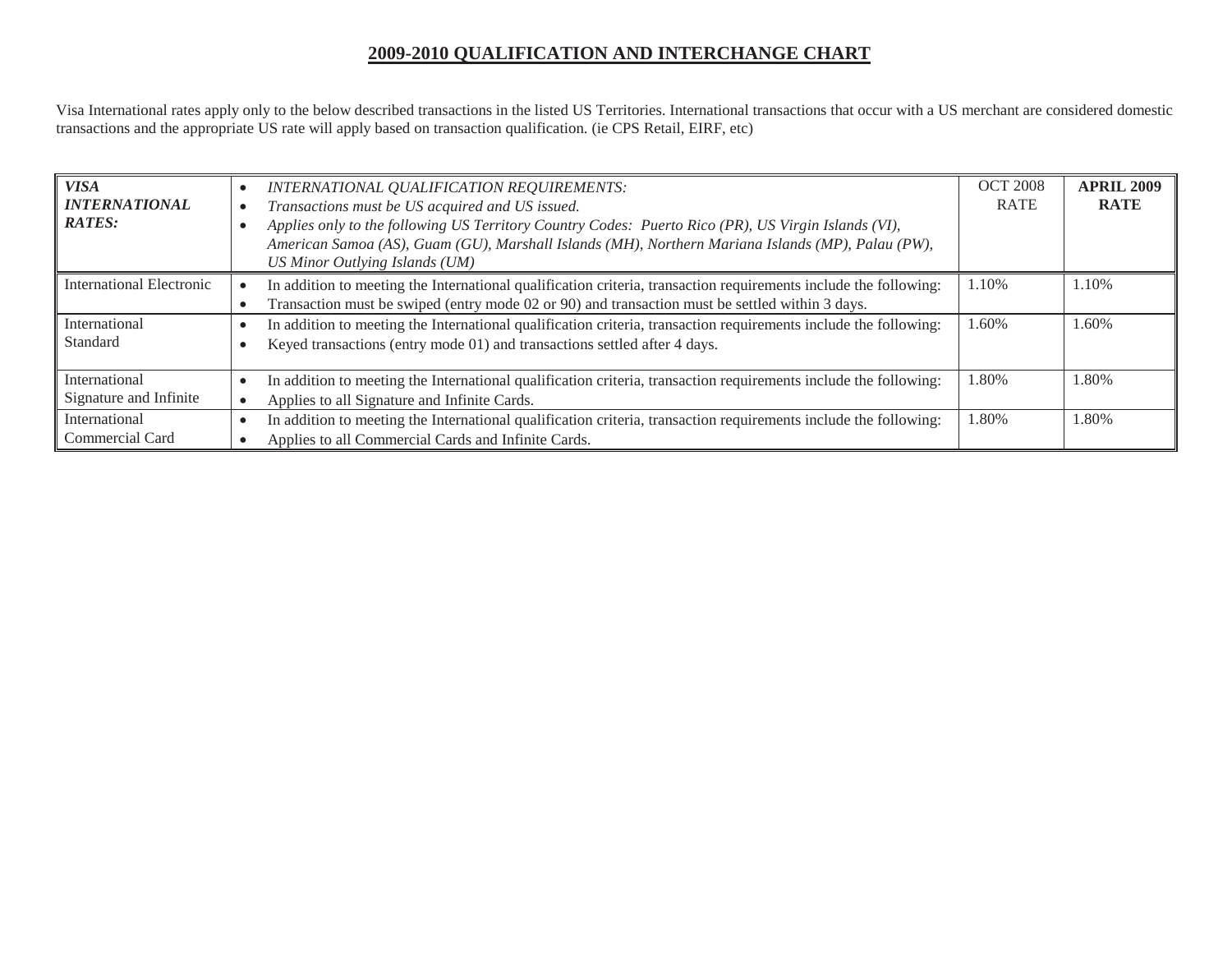## 2009-2010 QUALIFICATION AND INTERCHANGE CHART

Visa International rates apply only to the below described transactions in the listed US Territories. International transactions that occur with a US merchant are considered domestic transactions and the appropriate US rate will apply based on transaction qualification. (ie CPS Retail, EIRF, etc)

| ***VISA INTERNATIONAL RATES:*** | • *INTERNATIONAL QUALIFICATION REQUIREMENTS:*<br>• *Transactions must be US acquired and US issued.*<br>• *Applies only to the following US Territory Country Codes: Puerto Rico (PR), US Virgin Islands (VI), American Samoa (AS), Guam (GU), Marshall Islands (MH), Northern Mariana Islands (MP), Palau (PW), US Minor Outlying Islands (UM)* | OCT 2008 RATE | **APRIL 2009 RATE** |
|---|---|---|---|
| International Electronic | • In addition to meeting the International qualification criteria, transaction requirements include the following:<br>• Transaction must be swiped (entry mode 02 or 90) and transaction must be settled within 3 days. | 1.10% | 1.10% |
| International Standard | • In addition to meeting the International qualification criteria, transaction requirements include the following:<br>• Keyed transactions (entry mode 01) and transactions settled after 4 days. | 1.60% | 1.60% |
| International Signature and Infinite | • In addition to meeting the International qualification criteria, transaction requirements include the following:<br>• Applies to all Signature and Infinite Cards. | 1.80% | 1.80% |
| International Commercial Card | • In addition to meeting the International qualification criteria, transaction requirements include the following:<br>• Applies to all Commercial Cards and Infinite Cards. | 1.80% | 1.80% |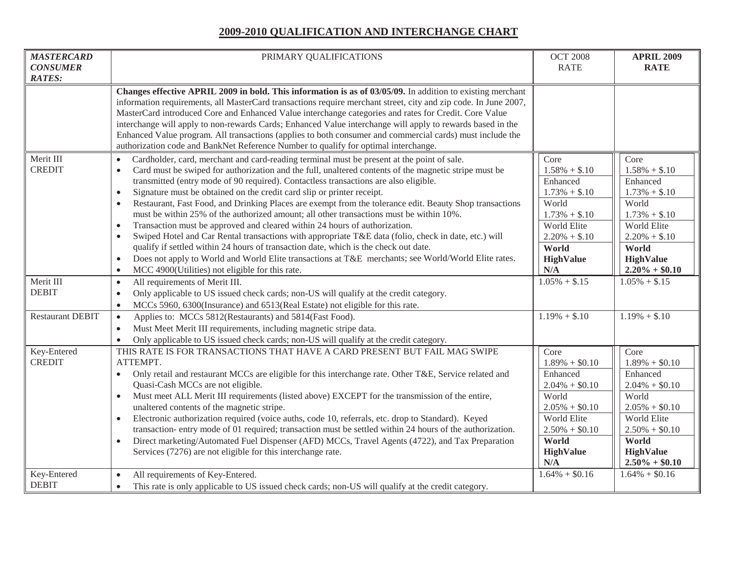## 2009-2010 QUALIFICATION AND INTERCHANGE CHART

| ***MASTERCARD CONSUMER RATES:*** | PRIMARY QUALIFICATIONS | OCT 2008 RATE | **APRIL 2009 RATE** |
|---|---|---|---|
| | **Changes effective APRIL 2009 in bold. This information is as of 03/05/09.** In addition to existing merchant information requirements, all MasterCard transactions require merchant street, city and zip code. In June 2007, MasterCard introduced Core and Enhanced Value interchange categories and rates for Credit. Core Value interchange will apply to non-rewards Cards; Enhanced Value interchange will apply to rewards based in the Enhanced Value program. All transactions (applies to both consumer and commercial cards) must include the authorization code and BankNet Reference Number to qualify for optimal interchange. | | |
| Merit III CREDIT | • Cardholder, card, merchant and card-reading terminal must be present at the point of sale.<br>• Card must be swiped for authorization and the full, unaltered contents of the magnetic stripe must be transmitted (entry mode of 90 required). Contactless transactions are also eligible.<br>• Signature must be obtained on the credit card slip or printer receipt.<br>• Restaurant, Fast Food, and Drinking Places are exempt from the tolerance edit. Beauty Shop transactions must be within 25% of the authorized amount; all other transactions must be within 10%.<br>• Transaction must be approved and cleared within 24 hours of authorization.<br>• Swiped Hotel and Car Rental transactions with appropriate T&E data (folio, check in date, etc.) will qualify if settled within 24 hours of transaction date, which is the check out date.<br>• Does not apply to World and World Elite transactions at T&E merchants; see World/World Elite rates.<br>• MCC 4900(Utilities) not eligible for this rate. | Core<br>1.58% + $.10<br>Enhanced<br>1.73% + $.10<br>World<br>1.73% + $.10<br>World Elite<br>2.20% + $.10<br>**World HighValue N/A** | Core<br>1.58% + $.10<br>Enhanced<br>1.73% + $.10<br>World<br>1.73% + $.10<br>World Elite<br>2.20% + $.10<br>**World HighValue 2.20% + $0.10** |
| Merit III DEBIT | • All requirements of Merit III.<br>• Only applicable to US issued check cards; non-US will qualify at the credit category.<br>• MCCs 5960, 6300(Insurance) and 6513(Real Estate) not eligible for this rate. | 1.05% + $.15 | 1.05% + $.15 |
| Restaurant DEBIT | • Applies to: MCCs 5812(Restaurants) and 5814(Fast Food).<br>• Must Meet Merit III requirements, including magnetic stripe data.<br>• Only applicable to US issued check cards; non-US will qualify at the credit category. | 1.19% + $.10 | 1.19% + $.10 |
| Key-Entered CREDIT | THIS RATE IS FOR TRANSACTIONS THAT HAVE A CARD PRESENT BUT FAIL MAG SWIPE ATTEMPT.<br>• Only retail and restaurant MCCs are eligible for this interchange rate. Other T&E, Service related and Quasi-Cash MCCs are not eligible.<br>• Must meet ALL Merit III requirements (listed above) EXCEPT for the transmission of the entire, unaltered contents of the magnetic stripe.<br>• Electronic authorization required (voice auths, code 10, referrals, etc. drop to Standard). Keyed transaction- entry mode of 01 required; transaction must be settled within 24 hours of the authorization.<br>• Direct marketing/Automated Fuel Dispenser (AFD) MCCs, Travel Agents (4722), and Tax Preparation Services (7276) are not eligible for this interchange rate. | Core<br>1.89% + $0.10<br>Enhanced<br>2.04% + $0.10<br>World<br>2.05% + $0.10<br>World Elite<br>2.50% + $0.10<br>**World HighValue N/A** | Core<br>1.89% + $0.10<br>Enhanced<br>2.04% + $0.10<br>World<br>2.05% + $0.10<br>World Elite<br>2.50% + $0.10<br>**World HighValue 2.50% + $0.10** |
| Key-Entered DEBIT | • All requirements of Key-Entered.<br>• This rate is only applicable to US issued check cards; non-US will qualify at the credit category. | 1.64% + $0.16 | 1.64% + $0.16 |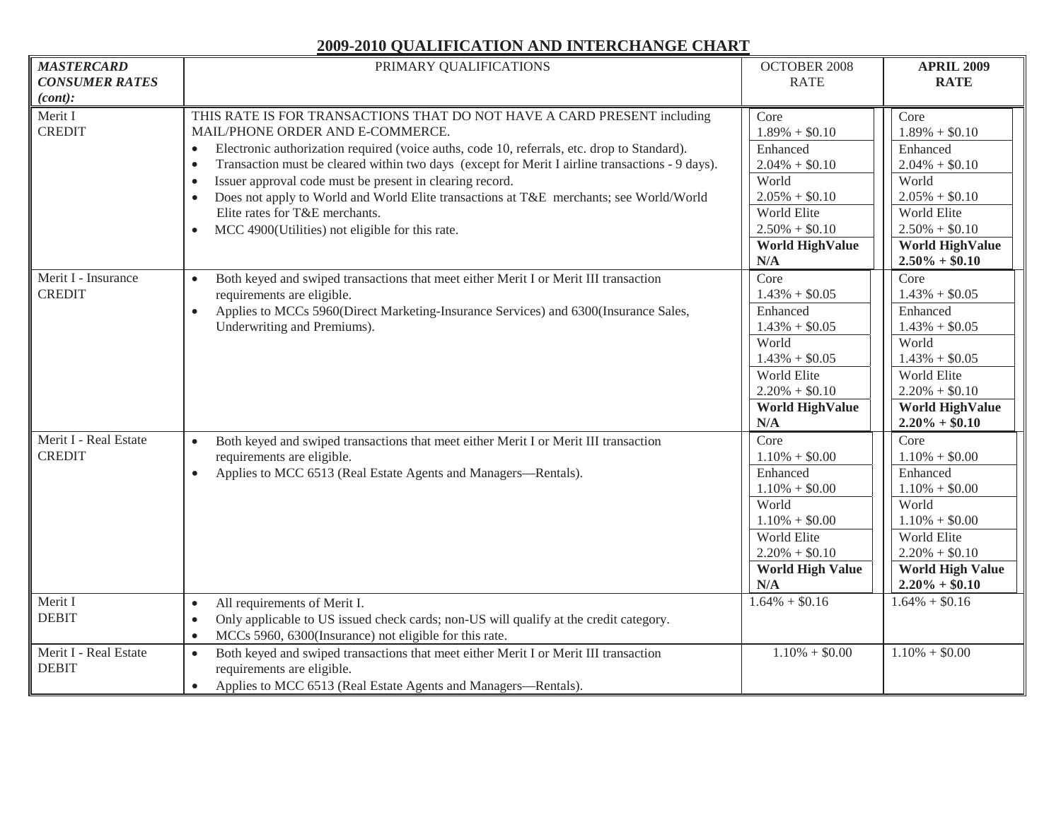## 2009-2010 QUALIFICATION AND INTERCHANGE CHART

| *MASTERCARD CONSUMER RATES (cont):* | PRIMARY QUALIFICATIONS | OCTOBER 2008 RATE | **APRIL 2009 RATE** |
|---|---|---|---|
| Merit I CREDIT | THIS RATE IS FOR TRANSACTIONS THAT DO NOT HAVE A CARD PRESENT including MAIL/PHONE ORDER AND E-COMMERCE.<br>• Electronic authorization required (voice auths, code 10, referrals, etc. drop to Standard).<br>• Transaction must be cleared within two days (except for Merit I airline transactions - 9 days).<br>• Issuer approval code must be present in clearing record.<br>• Does not apply to World and World Elite transactions at T&E merchants; see World/World Elite rates for T&E merchants.<br>• MCC 4900(Utilities) not eligible for this rate. | Core<br>1.89% + $0.10<br>Enhanced<br>2.04% + $0.10<br>World<br>2.05% + $0.10<br>World Elite<br>2.50% + $0.10<br>**World HighValue**<br>**N/A** | Core<br>1.89% + $0.10<br>Enhanced<br>2.04% + $0.10<br>World<br>2.05% + $0.10<br>World Elite<br>2.50% + $0.10<br>**World HighValue**<br>**2.50% + $0.10** |
| Merit I - Insurance CREDIT | • Both keyed and swiped transactions that meet either Merit I or Merit III transaction requirements are eligible.<br>• Applies to MCCs 5960(Direct Marketing-Insurance Services) and 6300(Insurance Sales, Underwriting and Premiums). | Core<br>1.43% + $0.05<br>Enhanced<br>1.43% + $0.05<br>World<br>1.43% + $0.05<br>World Elite<br>2.20% + $0.10<br>**World HighValue**<br>**N/A** | Core<br>1.43% + $0.05<br>Enhanced<br>1.43% + $0.05<br>World<br>1.43% + $0.05<br>World Elite<br>2.20% + $0.10<br>**World HighValue**<br>**2.20% + $0.10** |
| Merit I - Real Estate CREDIT | • Both keyed and swiped transactions that meet either Merit I or Merit III transaction requirements are eligible.<br>• Applies to MCC 6513 (Real Estate Agents and Managers—Rentals). | Core<br>1.10% + $0.00<br>Enhanced<br>1.10% + $0.00<br>World<br>1.10% + $0.00<br>World Elite<br>2.20% + $0.10<br>**World High Value**<br>**N/A** | Core<br>1.10% + $0.00<br>Enhanced<br>1.10% + $0.00<br>World<br>1.10% + $0.00<br>World Elite<br>2.20% + $0.10<br>**World High Value**<br>**2.20% + $0.10** |
| Merit I DEBIT | • All requirements of Merit I.<br>• Only applicable to US issued check cards; non-US will qualify at the credit category.<br>• MCCs 5960, 6300(Insurance) not eligible for this rate. | 1.64% + $0.16 | 1.64% + $0.16 |
| Merit I - Real Estate DEBIT | • Both keyed and swiped transactions that meet either Merit I or Merit III transaction requirements are eligible.<br>• Applies to MCC 6513 (Real Estate Agents and Managers—Rentals). | 1.10% + $0.00 | 1.10% + $0.00 |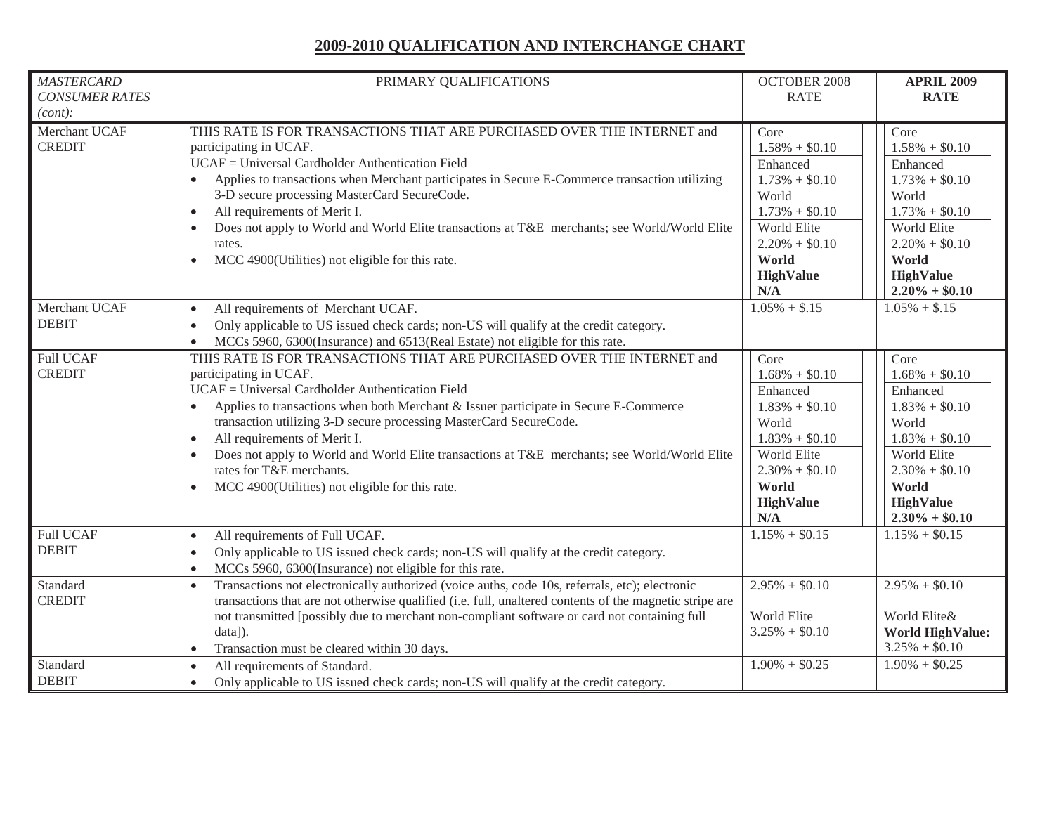## 2009-2010 QUALIFICATION AND INTERCHANGE CHART

| *MASTERCARD CONSUMER RATES (cont):* | PRIMARY QUALIFICATIONS | OCTOBER 2008 RATE | **APRIL 2009 RATE** |
|---|---|---|---|
| Merchant UCAF CREDIT | THIS RATE IS FOR TRANSACTIONS THAT ARE PURCHASED OVER THE INTERNET and participating in UCAF.<br>UCAF = Universal Cardholder Authentication Field<br>• Applies to transactions when Merchant participates in Secure E-Commerce transaction utilizing 3-D secure processing MasterCard SecureCode.<br>• All requirements of Merit I.<br>• Does not apply to World and World Elite transactions at T&E merchants; see World/World Elite rates.<br>• MCC 4900(Utilities) not eligible for this rate. | Core<br>1.58% + $0.10<br>Enhanced<br>1.73% + $0.10<br>World<br>1.73% + $0.10<br>World Elite<br>2.20% + $0.10<br>**World HighValue N/A** | Core<br>1.58% + $0.10<br>Enhanced<br>1.73% + $0.10<br>World<br>1.73% + $0.10<br>World Elite<br>2.20% + $0.10<br>**World HighValue 2.20% + $0.10** |
| Merchant UCAF DEBIT | • All requirements of Merchant UCAF.<br>• Only applicable to US issued check cards; non-US will qualify at the credit category.<br>• MCCs 5960, 6300(Insurance) and 6513(Real Estate) not eligible for this rate. | 1.05% + $.15 | 1.05% + $.15 |
| Full UCAF CREDIT | THIS RATE IS FOR TRANSACTIONS THAT ARE PURCHASED OVER THE INTERNET and participating in UCAF.<br>UCAF = Universal Cardholder Authentication Field<br>• Applies to transactions when both Merchant & Issuer participate in Secure E-Commerce transaction utilizing 3-D secure processing MasterCard SecureCode.<br>• All requirements of Merit I.<br>• Does not apply to World and World Elite transactions at T&E merchants; see World/World Elite rates for T&E merchants.<br>• MCC 4900(Utilities) not eligible for this rate. | Core<br>1.68% + $0.10<br>Enhanced<br>1.83% + $0.10<br>World<br>1.83% + $0.10<br>World Elite<br>2.30% + $0.10<br>**World HighValue N/A** | Core<br>1.68% + $0.10<br>Enhanced<br>1.83% + $0.10<br>World<br>1.83% + $0.10<br>World Elite<br>2.30% + $0.10<br>**World HighValue 2.30% + $0.10** |
| Full UCAF DEBIT | • All requirements of Full UCAF.<br>• Only applicable to US issued check cards; non-US will qualify at the credit category.<br>• MCCs 5960, 6300(Insurance) not eligible for this rate. | 1.15% + $0.15 | 1.15% + $0.15 |
| Standard CREDIT | • Transactions not electronically authorized (voice auths, code 10s, referrals, etc); electronic transactions that are not otherwise qualified (i.e. full, unaltered contents of the magnetic stripe are not transmitted [possibly due to merchant non-compliant software or card not containing full data]).<br>• Transaction must be cleared within 30 days. | 2.95% + $0.10<br><br>World Elite<br>3.25% + $0.10 | 2.95% + $0.10<br><br>World Elite&<br>**World HighValue:**<br>3.25% + $0.10 |
| Standard DEBIT | • All requirements of Standard.<br>• Only applicable to US issued check cards; non-US will qualify at the credit category. | 1.90% + $0.25 | 1.90% + $0.25 |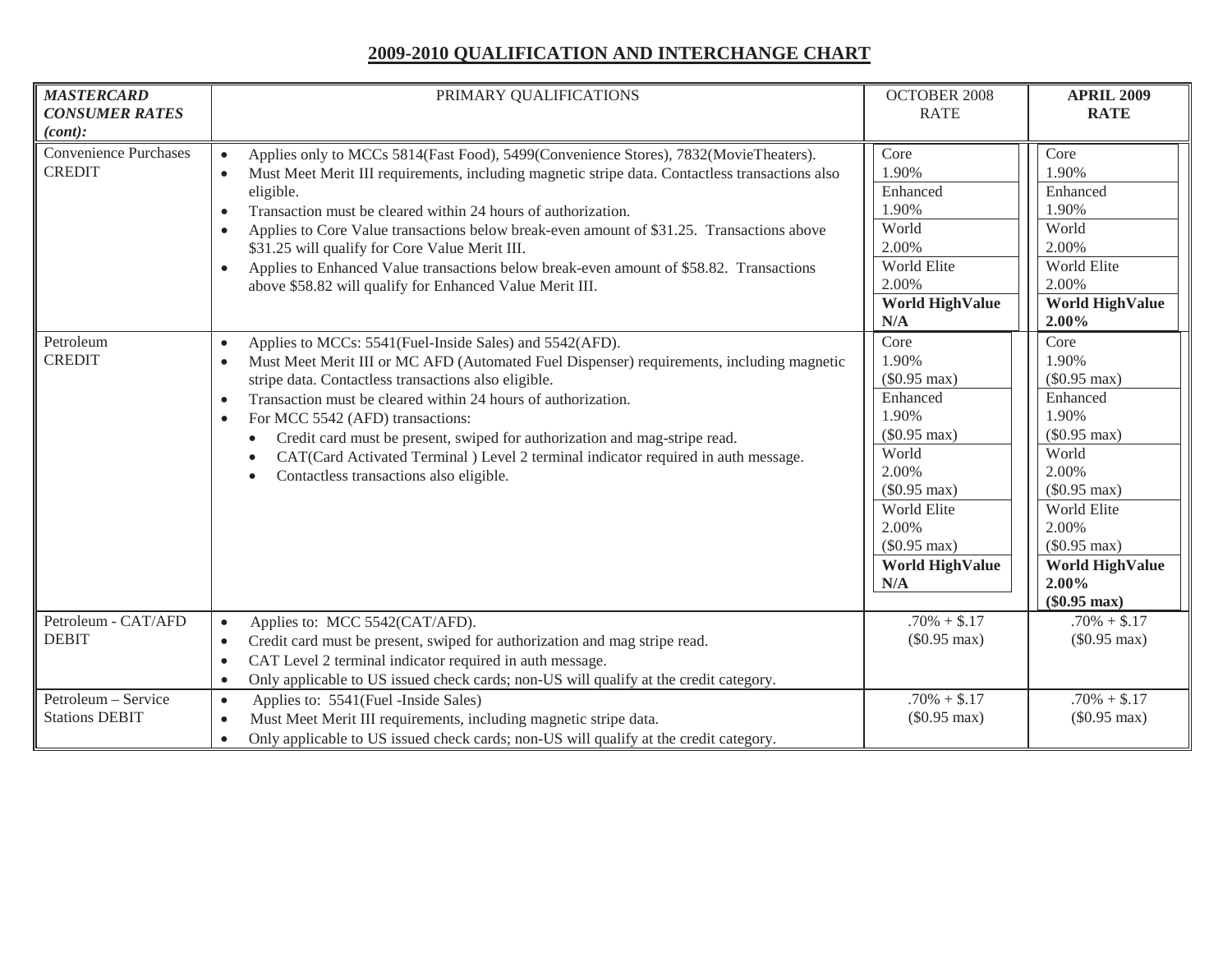## 2009-2010 QUALIFICATION AND INTERCHANGE CHART

| ***MASTERCARD CONSUMER RATES (cont):*** | PRIMARY QUALIFICATIONS | OCTOBER 2008 RATE | **APRIL 2009 RATE** |
|---|---|---|---|
| Convenience Purchases CREDIT | • Applies only to MCCs 5814(Fast Food), 5499(Convenience Stores), 7832(MovieTheaters).<br>• Must Meet Merit III requirements, including magnetic stripe data. Contactless transactions also eligible.<br>• Transaction must be cleared within 24 hours of authorization.<br>• Applies to Core Value transactions below break-even amount of $31.25. Transactions above $31.25 will qualify for Core Value Merit III.<br>• Applies to Enhanced Value transactions below break-even amount of $58.82. Transactions above $58.82 will qualify for Enhanced Value Merit III. | Core 1.90%<br>Enhanced 1.90%<br>World 2.00%<br>World Elite 2.00%<br>**World HighValue N/A** | Core 1.90%<br>Enhanced 1.90%<br>World 2.00%<br>World Elite 2.00%<br>**World HighValue 2.00%** |
| Petroleum CREDIT | • Applies to MCCs: 5541(Fuel-Inside Sales) and 5542(AFD).<br>• Must Meet Merit III or MC AFD (Automated Fuel Dispenser) requirements, including magnetic stripe data. Contactless transactions also eligible.<br>• Transaction must be cleared within 24 hours of authorization.<br>• For MCC 5542 (AFD) transactions:<br>&nbsp;&nbsp;• Credit card must be present, swiped for authorization and mag-stripe read.<br>&nbsp;&nbsp;• CAT(Card Activated Terminal ) Level 2 terminal indicator required in auth message.<br>&nbsp;&nbsp;• Contactless transactions also eligible. | Core 1.90% ($0.95 max)<br>Enhanced 1.90% ($0.95 max)<br>World 2.00% ($0.95 max)<br>World Elite 2.00% ($0.95 max)<br>**World HighValue N/A** | Core 1.90% ($0.95 max)<br>Enhanced 1.90% ($0.95 max)<br>World 2.00% ($0.95 max)<br>World Elite 2.00% ($0.95 max)<br>**World HighValue 2.00% ($0.95 max)** |
| Petroleum - CAT/AFD DEBIT | • Applies to: MCC 5542(CAT/AFD).<br>• Credit card must be present, swiped for authorization and mag stripe read.<br>• CAT Level 2 terminal indicator required in auth message.<br>• Only applicable to US issued check cards; non-US will qualify at the credit category. | .70% + $.17 ($0.95 max) | .70% + $.17 ($0.95 max) |
| Petroleum – Service Stations DEBIT | • Applies to: 5541(Fuel -Inside Sales)<br>• Must Meet Merit III requirements, including magnetic stripe data.<br>• Only applicable to US issued check cards; non-US will qualify at the credit category. | .70% + $.17 ($0.95 max) | .70% + $.17 ($0.95 max) |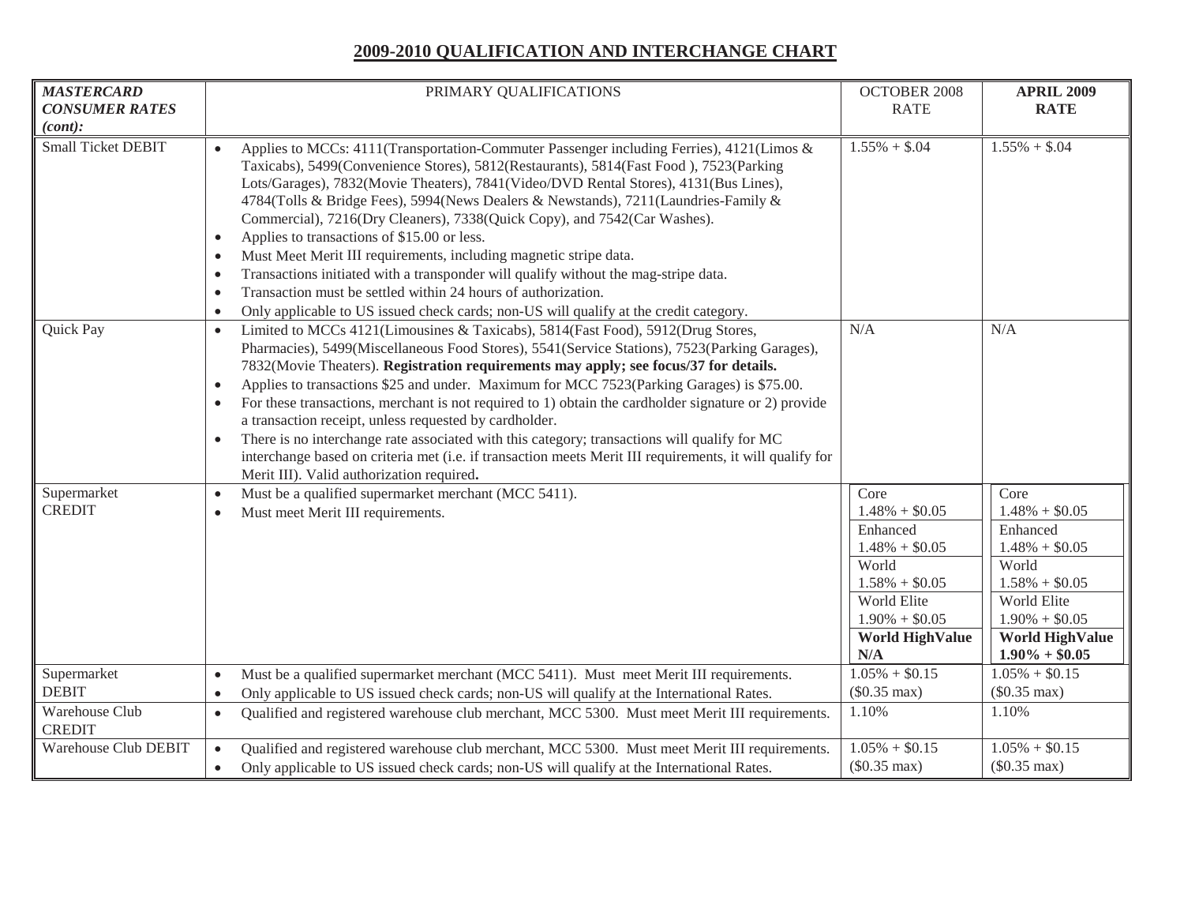## 2009-2010 QUALIFICATION AND INTERCHANGE CHART

| ***MASTERCARD CONSUMER RATES (cont):*** | PRIMARY QUALIFICATIONS | OCTOBER 2008 RATE | **APRIL 2009 RATE** |
|---|---|---|---|
| Small Ticket DEBIT | • Applies to MCCs: 4111(Transportation-Commuter Passenger including Ferries), 4121(Limos & Taxicabs), 5499(Convenience Stores), 5812(Restaurants), 5814(Fast Food ), 7523(Parking Lots/Garages), 7832(Movie Theaters), 7841(Video/DVD Rental Stores), 4131(Bus Lines), 4784(Tolls & Bridge Fees), 5994(News Dealers & Newstands), 7211(Laundries-Family & Commercial), 7216(Dry Cleaners), 7338(Quick Copy), and 7542(Car Washes).<br>• Applies to transactions of $15.00 or less.<br>• Must Meet Merit III requirements, including magnetic stripe data.<br>• Transactions initiated with a transponder will qualify without the mag-stripe data.<br>• Transaction must be settled within 24 hours of authorization.<br>• Only applicable to US issued check cards; non-US will qualify at the credit category. | 1.55% + $.04 | 1.55% + $.04 |
| Quick Pay | • Limited to MCCs 4121(Limousines & Taxicabs), 5814(Fast Food), 5912(Drug Stores, Pharmacies), 5499(Miscellaneous Food Stores), 5541(Service Stations), 7523(Parking Garages), 7832(Movie Theaters). **Registration requirements may apply; see focus/37 for details.**<br>• Applies to transactions $25 and under. Maximum for MCC 7523(Parking Garages) is $75.00.<br>• For these transactions, merchant is not required to 1) obtain the cardholder signature or 2) provide a transaction receipt, unless requested by cardholder.<br>• There is no interchange rate associated with this category; transactions will qualify for MC interchange based on criteria met (i.e. if transaction meets Merit III requirements, it will qualify for Merit III). Valid authorization required**.** | N/A | N/A |
| Supermarket CREDIT | • Must be a qualified supermarket merchant (MCC 5411).<br>• Must meet Merit III requirements. | Core 1.48% + $0.05<br>Enhanced 1.48% + $0.05<br>World 1.58% + $0.05<br>World Elite 1.90% + $0.05<br>**World HighValue N/A** | Core 1.48% + $0.05<br>Enhanced 1.48% + $0.05<br>World 1.58% + $0.05<br>World Elite 1.90% + $0.05<br>**World HighValue 1.90% + $0.05** |
| Supermarket DEBIT | • Must be a qualified supermarket merchant (MCC 5411). Must meet Merit III requirements.<br>• Only applicable to US issued check cards; non-US will qualify at the International Rates. | 1.05% + $0.15 ($0.35 max) | 1.05% + $0.15 ($0.35 max) |
| Warehouse Club CREDIT | • Qualified and registered warehouse club merchant, MCC 5300. Must meet Merit III requirements. | 1.10% | 1.10% |
| Warehouse Club DEBIT | • Qualified and registered warehouse club merchant, MCC 5300. Must meet Merit III requirements.<br>• Only applicable to US issued check cards; non-US will qualify at the International Rates. | 1.05% + $0.15 ($0.35 max) | 1.05% + $0.15 ($0.35 max) |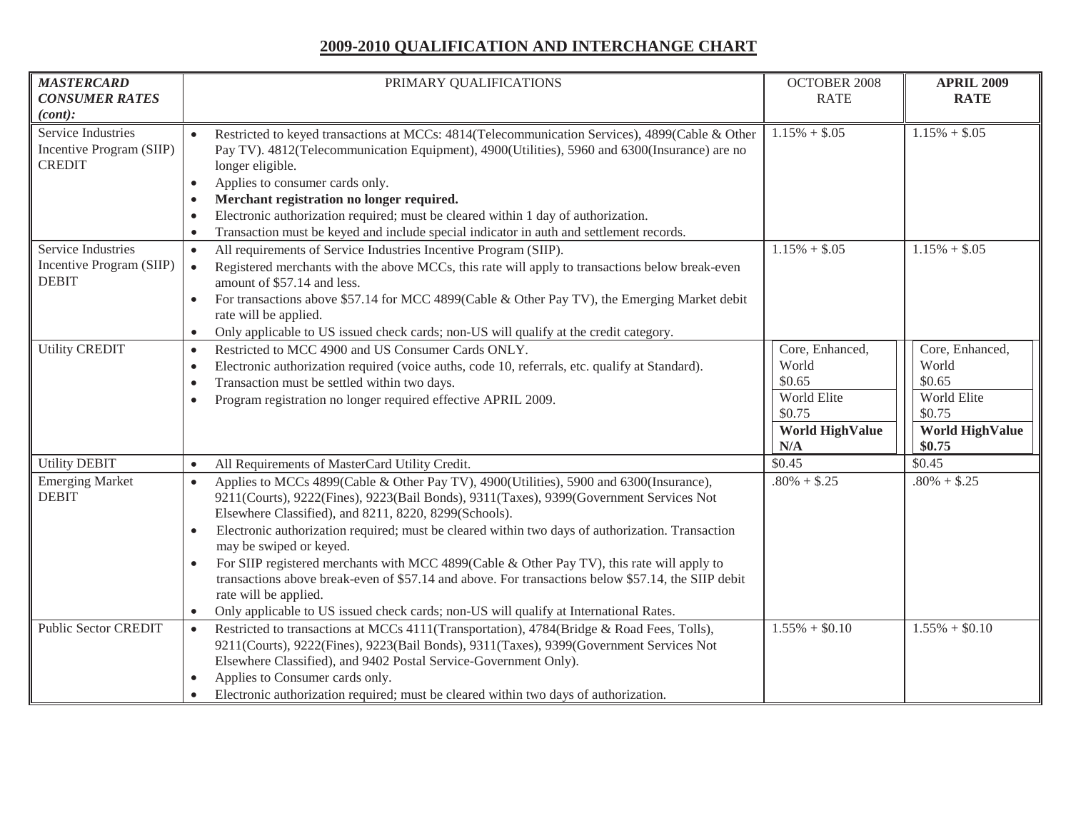# 2009-2010 QUALIFICATION AND INTERCHANGE CHART

| ***MASTERCARD CONSUMER RATES (cont):*** | PRIMARY QUALIFICATIONS | OCTOBER 2008 RATE | **APRIL 2009 RATE** |
|---|---|---|---|
| Service Industries Incentive Program (SIIP) CREDIT | • Restricted to keyed transactions at MCCs: 4814(Telecommunication Services), 4899(Cable & Other Pay TV). 4812(Telecommunication Equipment), 4900(Utilities), 5960 and 6300(Insurance) are no longer eligible.<br>• Applies to consumer cards only.<br>• **Merchant registration no longer required.**<br>• Electronic authorization required; must be cleared within 1 day of authorization.<br>• Transaction must be keyed and include special indicator in auth and settlement records. | 1.15% + $.05 | 1.15% + $.05 |
| Service Industries Incentive Program (SIIP) DEBIT | • All requirements of Service Industries Incentive Program (SIIP).<br>• Registered merchants with the above MCCs, this rate will apply to transactions below break-even amount of $57.14 and less.<br>• For transactions above $57.14 for MCC 4899(Cable & Other Pay TV), the Emerging Market debit rate will be applied.<br>• Only applicable to US issued check cards; non-US will qualify at the credit category. | 1.15% + $.05 | 1.15% + $.05 |
| Utility CREDIT | • Restricted to MCC 4900 and US Consumer Cards ONLY.<br>• Electronic authorization required (voice auths, code 10, referrals, etc. qualify at Standard).<br>• Transaction must be settled within two days.<br>• Program registration no longer required effective APRIL 2009. | Core, Enhanced, World $0.65<br>World Elite $0.75<br>**World HighValue N/A** | Core, Enhanced, World $0.65<br>World Elite $0.75<br>**World HighValue $0.75** |
| Utility DEBIT | • All Requirements of MasterCard Utility Credit. | $0.45 | $0.45 |
| Emerging Market DEBIT | • Applies to MCCs 4899(Cable & Other Pay TV), 4900(Utilities), 5900 and 6300(Insurance), 9211(Courts), 9222(Fines), 9223(Bail Bonds), 9311(Taxes), 9399(Government Services Not Elsewhere Classified), and 8211, 8220, 8299(Schools).<br>• Electronic authorization required; must be cleared within two days of authorization. Transaction may be swiped or keyed.<br>• For SIIP registered merchants with MCC 4899(Cable & Other Pay TV), this rate will apply to transactions above break-even of $57.14 and above. For transactions below $57.14, the SIIP debit rate will be applied.<br>• Only applicable to US issued check cards; non-US will qualify at International Rates. | .80% + $.25 | .80% + $.25 |
| Public Sector CREDIT | • Restricted to transactions at MCCs 4111(Transportation), 4784(Bridge & Road Fees, Tolls), 9211(Courts), 9222(Fines), 9223(Bail Bonds), 9311(Taxes), 9399(Government Services Not Elsewhere Classified), and 9402 Postal Service-Government Only).<br>• Applies to Consumer cards only.<br>• Electronic authorization required; must be cleared within two days of authorization. | 1.55% + $0.10 | 1.55% + $0.10 |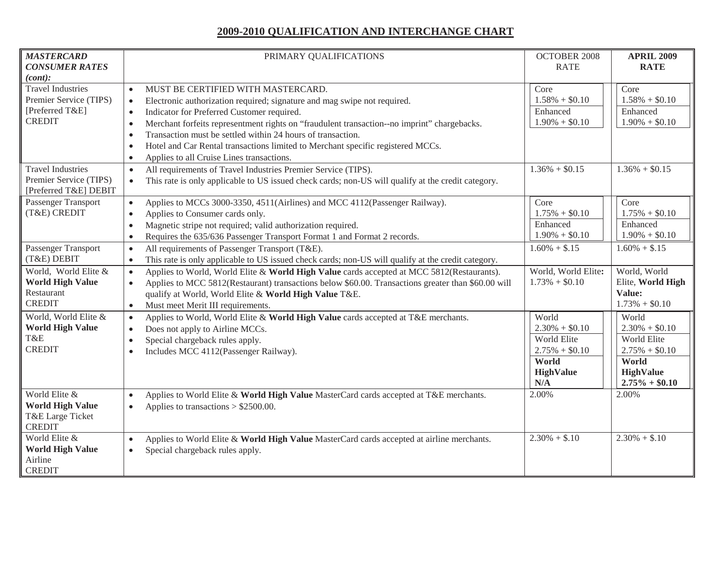# 2009-2010 QUALIFICATION AND INTERCHANGE CHART

| *MASTERCARD CONSUMER RATES (cont):* | PRIMARY QUALIFICATIONS | OCTOBER 2008 RATE | **APRIL 2009 RATE** |
|---|---|---|---|
| Travel Industries Premier Service (TIPS) [Preferred T&E] CREDIT | • MUST BE CERTIFIED WITH MASTERCARD.<br>• Electronic authorization required; signature and mag swipe not required.<br>• Indicator for Preferred Customer required.<br>• Merchant forfeits representment rights on "fraudulent transaction--no imprint" chargebacks.<br>• Transaction must be settled within 24 hours of transaction.<br>• Hotel and Car Rental transactions limited to Merchant specific registered MCCs.<br>• Applies to all Cruise Lines transactions. | Core<br>1.58% + $0.10<br>Enhanced<br>1.90% + $0.10 | Core<br>1.58% + $0.10<br>Enhanced<br>1.90% + $0.10 |
| Travel Industries Premier Service (TIPS) [Preferred T&E] DEBIT | • All requirements of Travel Industries Premier Service (TIPS).<br>• This rate is only applicable to US issued check cards; non-US will qualify at the credit category. | 1.36% + $0.15 | 1.36% + $0.15 |
| Passenger Transport (T&E) CREDIT | • Applies to MCCs 3000-3350, 4511(Airlines) and MCC 4112(Passenger Railway).<br>• Applies to Consumer cards only.<br>• Magnetic stripe not required; valid authorization required.<br>• Requires the 635/636 Passenger Transport Format 1 and Format 2 records. | Core<br>1.75% + $0.10<br>Enhanced<br>1.90% + $0.10 | Core<br>1.75% + $0.10<br>Enhanced<br>1.90% + $0.10 |
| Passenger Transport (T&E) DEBIT | • All requirements of Passenger Transport (T&E).<br>• This rate is only applicable to US issued check cards; non-US will qualify at the credit category. | 1.60% + $.15 | 1.60% + $.15 |
| World, World Elite & **World High Value** Restaurant CREDIT | • Applies to World, World Elite & **World High Value** cards accepted at MCC 5812(Restaurants).<br>• Applies to MCC 5812(Restaurant) transactions below $60.00. Transactions greater than $60.00 will qualify at World, World Elite & **World High Value** T&E.<br>• Must meet Merit III requirements. | World, World Elite**:**<br>1.73% + $0.10 | World, World Elite, **World High Value:**<br>1.73% + $0.10 |
| World, World Elite & **World High Value** T&E CREDIT | • Applies to World, World Elite & **World High Value** cards accepted at T&E merchants.<br>• Does not apply to Airline MCCs.<br>• Special chargeback rules apply.<br>• Includes MCC 4112(Passenger Railway). | World<br>2.30% + $0.10<br>World Elite<br>2.75% + $0.10<br>**World HighValue N/A** | World<br>2.30% + $0.10<br>World Elite<br>2.75% + $0.10<br>**World HighValue 2.75% + $0.10** |
| World Elite & **World High Value** T&E Large Ticket CREDIT | • Applies to World Elite & **World High Value** MasterCard cards accepted at T&E merchants.<br>• Applies to transactions > $2500.00. | 2.00% | 2.00% |
| World Elite & **World High Value** Airline CREDIT | • Applies to World Elite & **World High Value** MasterCard cards accepted at airline merchants.<br>• Special chargeback rules apply. | 2.30% + $.10 | 2.30% + $.10 |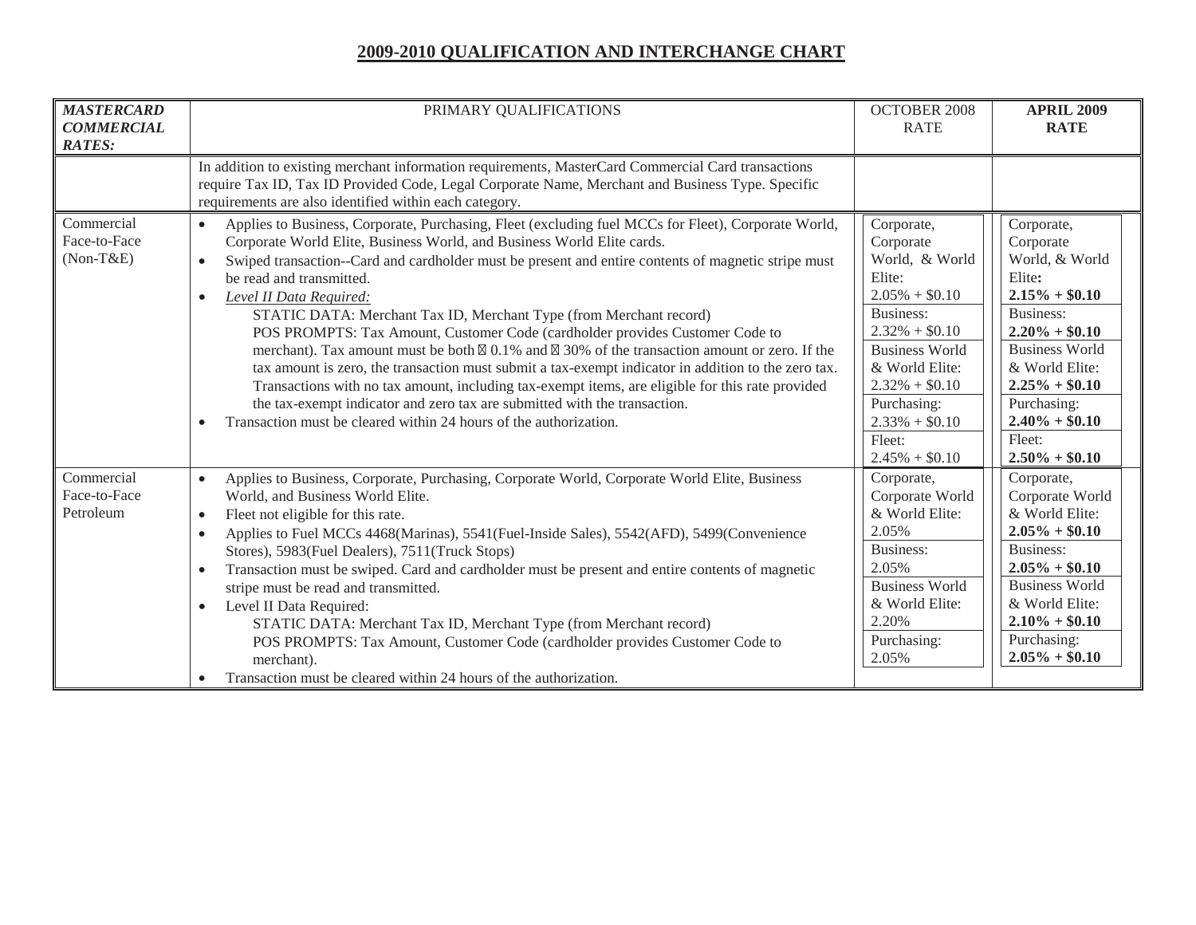# 2009-2010 QUALIFICATION AND INTERCHANGE CHART

| ***MASTERCARD COMMERCIAL RATES:*** | PRIMARY QUALIFICATIONS | OCTOBER 2008 RATE | **APRIL 2009 RATE** |
|---|---|---|---|
| | In addition to existing merchant information requirements, MasterCard Commercial Card transactions require Tax ID, Tax ID Provided Code, Legal Corporate Name, Merchant and Business Type. Specific requirements are also identified within each category. | | |
| Commercial Face-to-Face (Non-T&E) | • Applies to Business, Corporate, Purchasing, Fleet (excluding fuel MCCs for Fleet), Corporate World, Corporate World Elite, Business World, and Business World Elite cards.<br>• Swiped transaction--Card and cardholder must be present and entire contents of magnetic stripe must be read and transmitted.<br>• *Level II Data Required:*<br>STATIC DATA: Merchant Tax ID, Merchant Type (from Merchant record)<br>POS PROMPTS: Tax Amount, Customer Code (cardholder provides Customer Code to merchant). Tax amount must be both  0.1% and  30% of the transaction amount or zero. If the tax amount is zero, the transaction must submit a tax-exempt indicator in addition to the zero tax. Transactions with no tax amount, including tax-exempt items, are eligible for this rate provided the tax-exempt indicator and zero tax are submitted with the transaction.<br>• Transaction must be cleared within 24 hours of the authorization. | Corporate, Corporate World, & World Elite: 2.05% + $0.10<br>Business: 2.32% + $0.10<br>Business World & World Elite: 2.32% + $0.10<br>Purchasing: 2.33% + $0.10<br>Fleet: 2.45% + $0.10 | Corporate, Corporate World, & World Elite**:** **2.15% + $0.10**<br>Business: **2.20% + $0.10**<br>Business World & World Elite: **2.25% + $0.10**<br>Purchasing: **2.40% + $0.10**<br>Fleet: **2.50% + $0.10** |
| Commercial Face-to-Face Petroleum | • Applies to Business, Corporate, Purchasing, Corporate World, Corporate World Elite, Business World, and Business World Elite.<br>• Fleet not eligible for this rate.<br>• Applies to Fuel MCCs 4468(Marinas), 5541(Fuel-Inside Sales), 5542(AFD), 5499(Convenience Stores), 5983(Fuel Dealers), 7511(Truck Stops)<br>• Transaction must be swiped. Card and cardholder must be present and entire contents of magnetic stripe must be read and transmitted.<br>• Level II Data Required:<br>STATIC DATA: Merchant Tax ID, Merchant Type (from Merchant record)<br>POS PROMPTS: Tax Amount, Customer Code (cardholder provides Customer Code to merchant).<br>• Transaction must be cleared within 24 hours of the authorization. | Corporate, Corporate World & World Elite: 2.05%<br>Business: 2.05%<br>Business World & World Elite: 2.20%<br>Purchasing: 2.05% | Corporate, Corporate World & World Elite: **2.05% + $0.10**<br>Business: **2.05% + $0.10**<br>Business World & World Elite: **2.10% + $0.10**<br>Purchasing: **2.05% + $0.10** |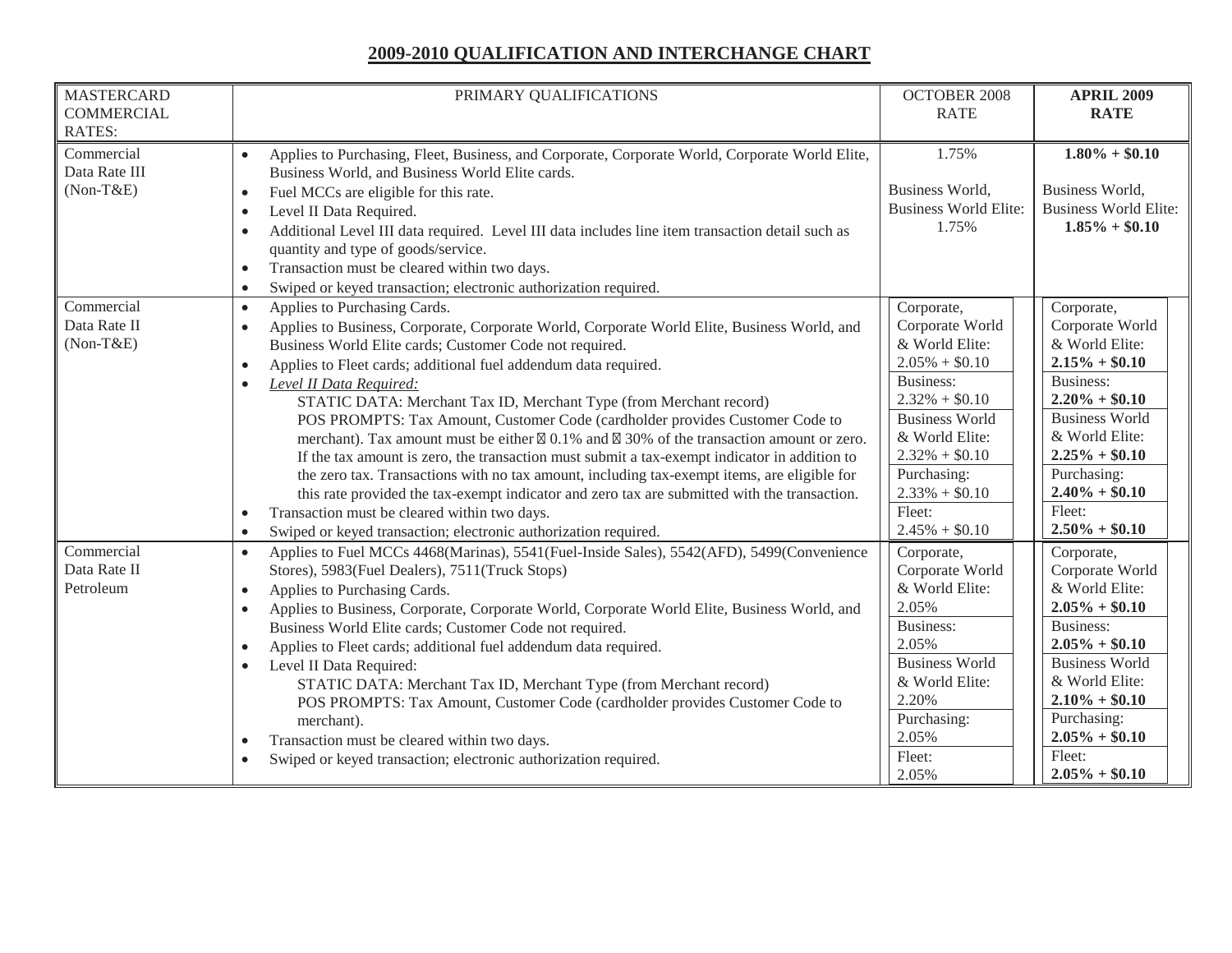# 2009-2010 QUALIFICATION AND INTERCHANGE CHART

| MASTERCARD COMMERCIAL RATES: | PRIMARY QUALIFICATIONS | OCTOBER 2008 RATE | **APRIL 2009 RATE** |
|---|---|---|---|
| Commercial Data Rate III (Non-T&E) | • Applies to Purchasing, Fleet, Business, and Corporate, Corporate World, Corporate World Elite, Business World, and Business World Elite cards.<br>• Fuel MCCs are eligible for this rate.<br>• Level II Data Required.<br>• Additional Level III data required. Level III data includes line item transaction detail such as quantity and type of goods/service.<br>• Transaction must be cleared within two days.<br>• Swiped or keyed transaction; electronic authorization required. | 1.75%<br><br>Business World, Business World Elite: 1.75% | **1.80% + $0.10**<br><br>Business World, Business World Elite: **1.85% + $0.10** |
| Commercial Data Rate II (Non-T&E) | • Applies to Purchasing Cards.<br>• Applies to Business, Corporate, Corporate World, Corporate World Elite, Business World, and Business World Elite cards; Customer Code not required.<br>• Applies to Fleet cards; additional fuel addendum data required.<br>• *Level II Data Required:*<br>STATIC DATA: Merchant Tax ID, Merchant Type (from Merchant record)<br>POS PROMPTS: Tax Amount, Customer Code (cardholder provides Customer Code to merchant). Tax amount must be either ≥ 0.1% and ≤ 30% of the transaction amount or zero. If the tax amount is zero, the transaction must submit a tax-exempt indicator in addition to the zero tax. Transactions with no tax amount, including tax-exempt items, are eligible for this rate provided the tax-exempt indicator and zero tax are submitted with the transaction.<br>• Transaction must be cleared within two days.<br>• Swiped or keyed transaction; electronic authorization required. | Corporate, Corporate World & World Elite: 2.05% + $0.10<br>Business: 2.32% + $0.10<br>Business World & World Elite: 2.32% + $0.10<br>Purchasing: 2.33% + $0.10<br>Fleet: 2.45% + $0.10 | Corporate, Corporate World & World Elite: **2.15% + $0.10**<br>Business: **2.20% + $0.10**<br>Business World & World Elite: **2.25% + $0.10**<br>Purchasing: **2.40% + $0.10**<br>Fleet: **2.50% + $0.10** |
| Commercial Data Rate II Petroleum | • Applies to Fuel MCCs 4468(Marinas), 5541(Fuel-Inside Sales), 5542(AFD), 5499(Convenience Stores), 5983(Fuel Dealers), 7511(Truck Stops)<br>• Applies to Purchasing Cards.<br>• Applies to Business, Corporate, Corporate World, Corporate World Elite, Business World, and Business World Elite cards; Customer Code not required.<br>• Applies to Fleet cards; additional fuel addendum data required.<br>• Level II Data Required:<br>STATIC DATA: Merchant Tax ID, Merchant Type (from Merchant record)<br>POS PROMPTS: Tax Amount, Customer Code (cardholder provides Customer Code to merchant).<br>• Transaction must be cleared within two days.<br>• Swiped or keyed transaction; electronic authorization required. | Corporate, Corporate World & World Elite: 2.05%<br>Business: 2.05%<br>Business World & World Elite: 2.20%<br>Purchasing: 2.05%<br>Fleet: 2.05% | Corporate, Corporate World & World Elite: **2.05% + $0.10**<br>Business: **2.05% + $0.10**<br>Business World & World Elite: **2.10% + $0.10**<br>Purchasing: **2.05% + $0.10**<br>Fleet: **2.05% + $0.10** |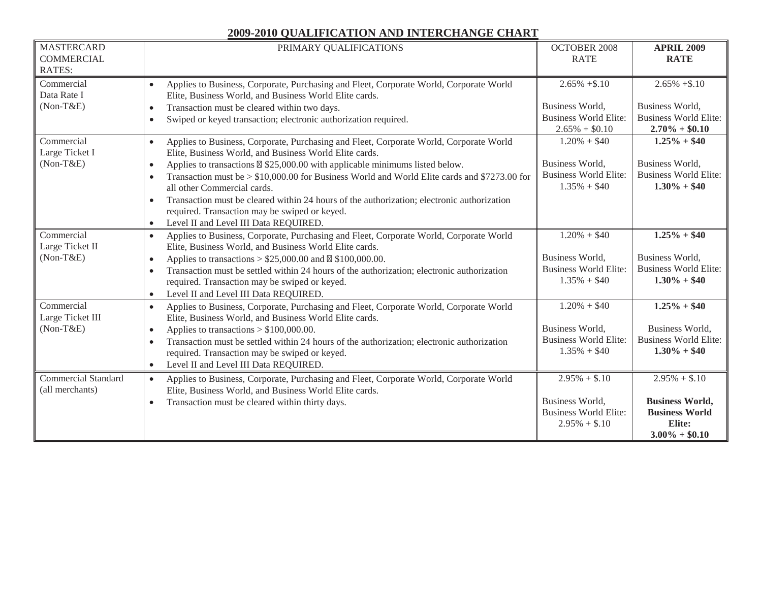## 2009-2010 QUALIFICATION AND INTERCHANGE CHART

| MASTERCARD COMMERCIAL RATES: | PRIMARY QUALIFICATIONS | OCTOBER 2008 RATE | **APRIL 2009 RATE** |
|---|---|---|---|
| Commercial Data Rate I (Non-T&E) | • Applies to Business, Corporate, Purchasing and Fleet, Corporate World, Corporate World Elite, Business World, and Business World Elite cards.<br>• Transaction must be cleared within two days.<br>• Swiped or keyed transaction; electronic authorization required. | 2.65% +$.10<br><br>Business World, Business World Elite: 2.65% + $0.10 | 2.65% +$.10<br><br>Business World, Business World Elite: **2.70% + $0.10** |
| Commercial Large Ticket I (Non-T&E) | • Applies to Business, Corporate, Purchasing and Fleet, Corporate World, Corporate World Elite, Business World, and Business World Elite cards.<br>• Applies to transactions ≤ $25,000.00 with applicable minimums listed below.<br>• Transaction must be > $10,000.00 for Business World and World Elite cards and $7273.00 for all other Commercial cards.<br>• Transaction must be cleared within 24 hours of the authorization; electronic authorization required. Transaction may be swiped or keyed.<br>• Level II and Level III Data REQUIRED. | 1.20% + $40<br><br>Business World, Business World Elite: 1.35% + $40 | **1.25% + $40**<br><br>Business World, Business World Elite: **1.30% + $40** |
| Commercial Large Ticket II (Non-T&E) | • Applies to Business, Corporate, Purchasing and Fleet, Corporate World, Corporate World Elite, Business World, and Business World Elite cards.<br>• Applies to transactions > $25,000.00 and ≤ $100,000.00.<br>• Transaction must be settled within 24 hours of the authorization; electronic authorization required. Transaction may be swiped or keyed.<br>• Level II and Level III Data REQUIRED. | 1.20% + $40<br><br>Business World, Business World Elite: 1.35% + $40 | **1.25% + $40**<br><br>Business World, Business World Elite: **1.30% + $40** |
| Commercial Large Ticket III (Non-T&E) | • Applies to Business, Corporate, Purchasing and Fleet, Corporate World, Corporate World Elite, Business World, and Business World Elite cards.<br>• Applies to transactions > $100,000.00.<br>• Transaction must be settled within 24 hours of the authorization; electronic authorization required. Transaction may be swiped or keyed.<br>• Level II and Level III Data REQUIRED. | 1.20% + $40<br><br>Business World, Business World Elite: 1.35% + $40 | **1.25% + $40**<br><br>Business World, Business World Elite: **1.30% + $40** |
| Commercial Standard (all merchants) | • Applies to Business, Corporate, Purchasing and Fleet, Corporate World, Corporate World Elite, Business World, and Business World Elite cards.<br>• Transaction must be cleared within thirty days. | 2.95% + $.10<br><br>Business World, Business World Elite: 2.95% + $.10 | 2.95% + $.10<br><br>**Business World, Business World Elite: 3.00% + $0.10** |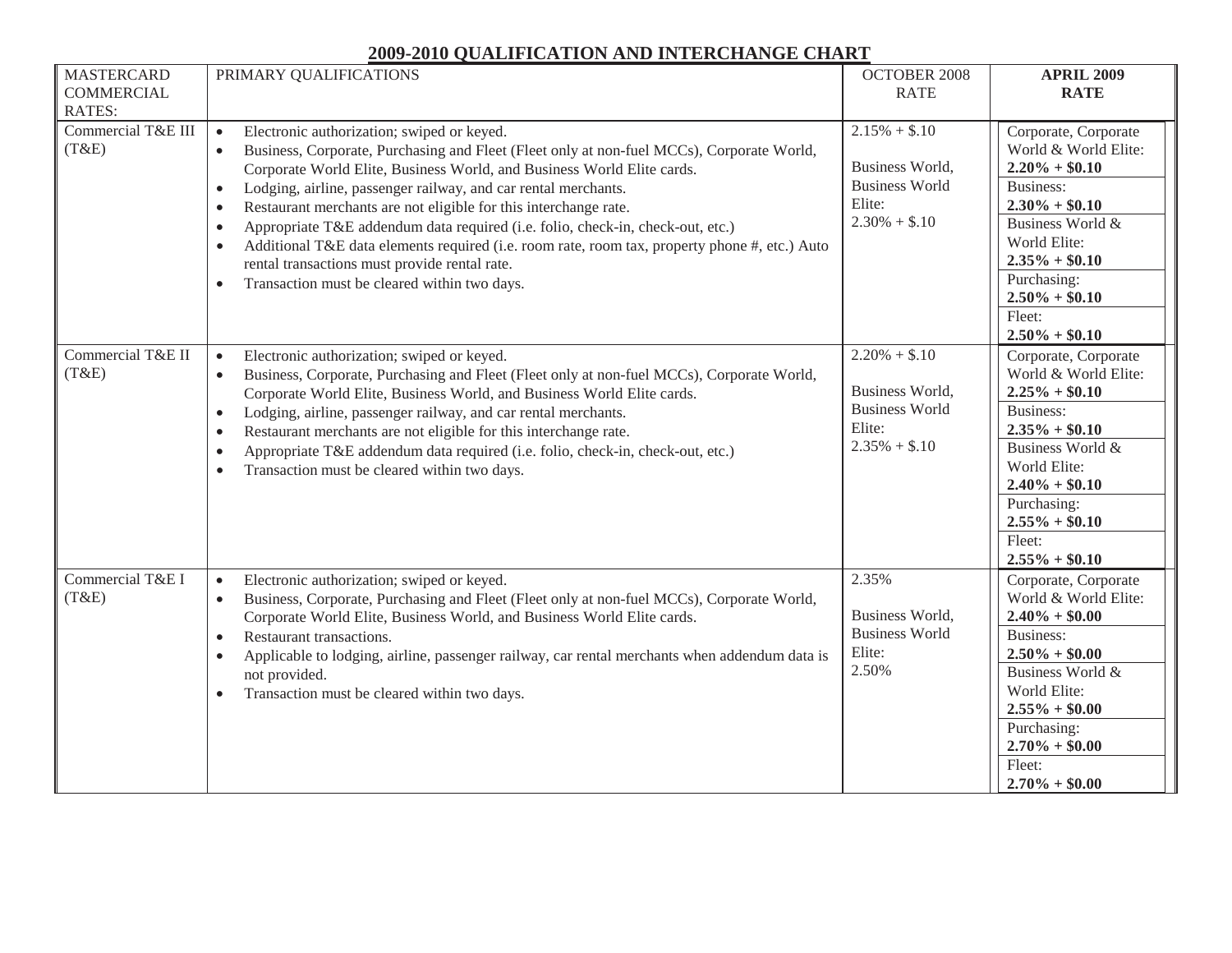## 2009-2010 QUALIFICATION AND INTERCHANGE CHART

| MASTERCARD COMMERCIAL RATES: | PRIMARY QUALIFICATIONS | OCTOBER 2008 RATE | **APRIL 2009 RATE** |
|---|---|---|---|
| Commercial T&E III (T&E) | • Electronic authorization; swiped or keyed.<br>• Business, Corporate, Purchasing and Fleet (Fleet only at non-fuel MCCs), Corporate World, Corporate World Elite, Business World, and Business World Elite cards.<br>• Lodging, airline, passenger railway, and car rental merchants.<br>• Restaurant merchants are not eligible for this interchange rate.<br>• Appropriate T&E addendum data required (i.e. folio, check-in, check-out, etc.)<br>• Additional T&E data elements required (i.e. room rate, room tax, property phone #, etc.) Auto rental transactions must provide rental rate.<br>• Transaction must be cleared within two days. | 2.15% + $.10<br><br>Business World, Business World Elite:<br>2.30% + $.10 | Corporate, Corporate World & World Elite: **2.20% + $0.10**<br>Business: **2.30% + $0.10**<br>Business World & World Elite: **2.35% + $0.10**<br>Purchasing: **2.50% + $0.10**<br>Fleet: **2.50% + $0.10** |
| Commercial T&E II (T&E) | • Electronic authorization; swiped or keyed.<br>• Business, Corporate, Purchasing and Fleet (Fleet only at non-fuel MCCs), Corporate World, Corporate World Elite, Business World, and Business World Elite cards.<br>• Lodging, airline, passenger railway, and car rental merchants.<br>• Restaurant merchants are not eligible for this interchange rate.<br>• Appropriate T&E addendum data required (i.e. folio, check-in, check-out, etc.)<br>• Transaction must be cleared within two days. | 2.20% + $.10<br><br>Business World, Business World Elite:<br>2.35% + $.10 | Corporate, Corporate World & World Elite: **2.25% + $0.10**<br>Business: **2.35% + $0.10**<br>Business World & World Elite: **2.40% + $0.10**<br>Purchasing: **2.55% + $0.10**<br>Fleet: **2.55% + $0.10** |
| Commercial T&E I (T&E) | • Electronic authorization; swiped or keyed.<br>• Business, Corporate, Purchasing and Fleet (Fleet only at non-fuel MCCs), Corporate World, Corporate World Elite, Business World, and Business World Elite cards.<br>• Restaurant transactions.<br>• Applicable to lodging, airline, passenger railway, car rental merchants when addendum data is not provided.<br>• Transaction must be cleared within two days. | 2.35%<br><br>Business World, Business World Elite:<br>2.50% | Corporate, Corporate World & World Elite: **2.40% + $0.00**<br>Business: **2.50% + $0.00**<br>Business World & World Elite: **2.55% + $0.00**<br>Purchasing: **2.70% + $0.00**<br>Fleet: **2.70% + $0.00** |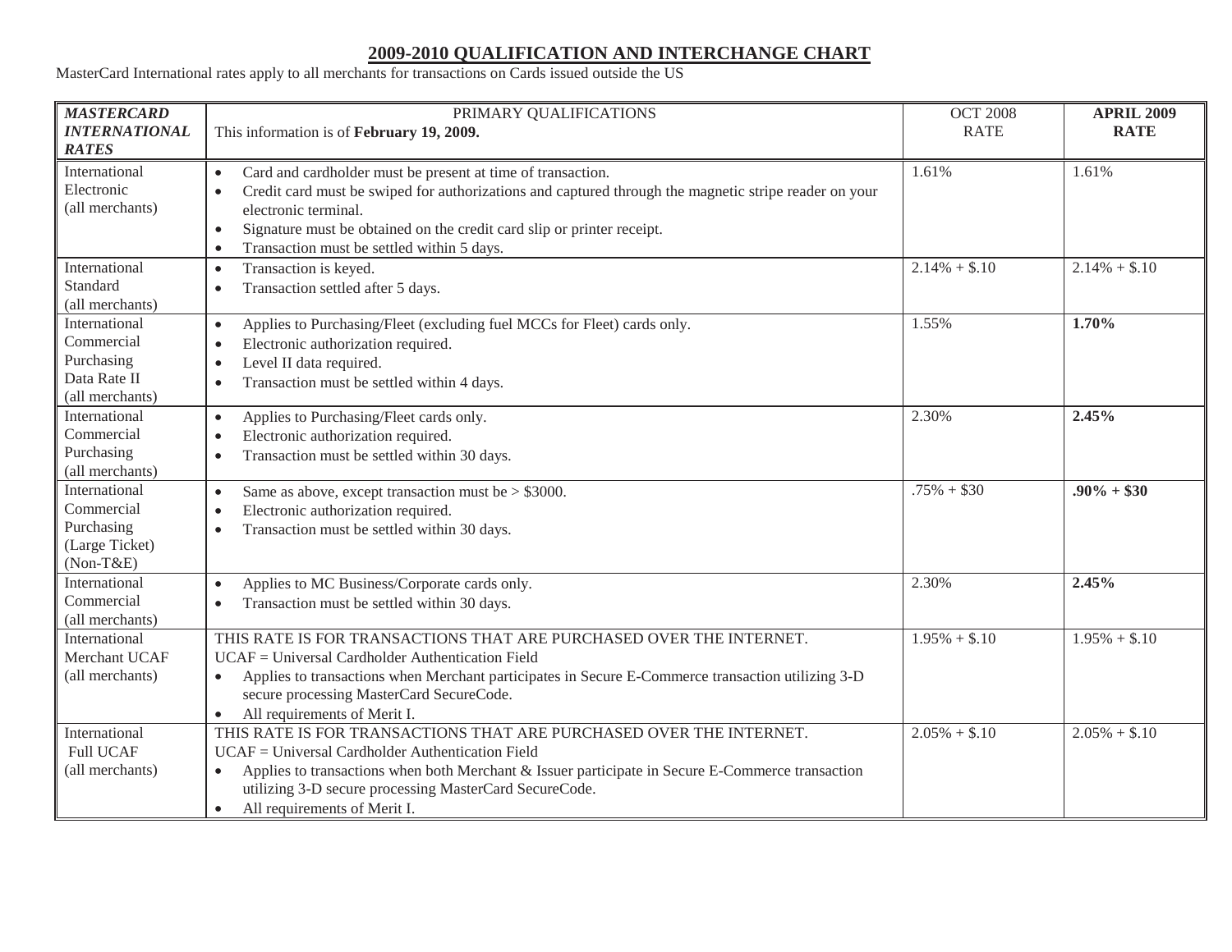# 2009-2010 QUALIFICATION AND INTERCHANGE CHART

MasterCard International rates apply to all merchants for transactions on Cards issued outside the US

| ***MASTERCARD INTERNATIONAL RATES*** | PRIMARY QUALIFICATIONS<br>This information is of **February 19, 2009.** | OCT 2008 RATE | **APRIL 2009 RATE** |
|---|---|---|---|
| International Electronic (all merchants) | • Card and cardholder must be present at time of transaction.<br>• Credit card must be swiped for authorizations and captured through the magnetic stripe reader on your electronic terminal.<br>• Signature must be obtained on the credit card slip or printer receipt.<br>• Transaction must be settled within 5 days. | 1.61% | 1.61% |
| International Standard (all merchants) | • Transaction is keyed.<br>• Transaction settled after 5 days. | 2.14% + $.10 | 2.14% + $.10 |
| International Commercial Purchasing Data Rate II (all merchants) | • Applies to Purchasing/Fleet (excluding fuel MCCs for Fleet) cards only.<br>• Electronic authorization required.<br>• Level II data required.<br>• Transaction must be settled within 4 days. | 1.55% | **1.70%** |
| International Commercial Purchasing (all merchants) | • Applies to Purchasing/Fleet cards only.<br>• Electronic authorization required.<br>• Transaction must be settled within 30 days. | 2.30% | **2.45%** |
| International Commercial Purchasing (Large Ticket) (Non-T&E) | • Same as above, except transaction must be > $3000.<br>• Electronic authorization required.<br>• Transaction must be settled within 30 days. | .75% + $30 | **.90% + $30** |
| International Commercial (all merchants) | • Applies to MC Business/Corporate cards only.<br>• Transaction must be settled within 30 days. | 2.30% | **2.45%** |
| International Merchant UCAF (all merchants) | THIS RATE IS FOR TRANSACTIONS THAT ARE PURCHASED OVER THE INTERNET.<br>UCAF = Universal Cardholder Authentication Field<br>• Applies to transactions when Merchant participates in Secure E-Commerce transaction utilizing 3-D secure processing MasterCard SecureCode.<br>• All requirements of Merit I. | 1.95% + $.10 | 1.95% + $.10 |
| International Full UCAF (all merchants) | THIS RATE IS FOR TRANSACTIONS THAT ARE PURCHASED OVER THE INTERNET.<br>UCAF = Universal Cardholder Authentication Field<br>• Applies to transactions when both Merchant & Issuer participate in Secure E-Commerce transaction utilizing 3-D secure processing MasterCard SecureCode.<br>• All requirements of Merit I. | 2.05% + $.10 | 2.05% + $.10 |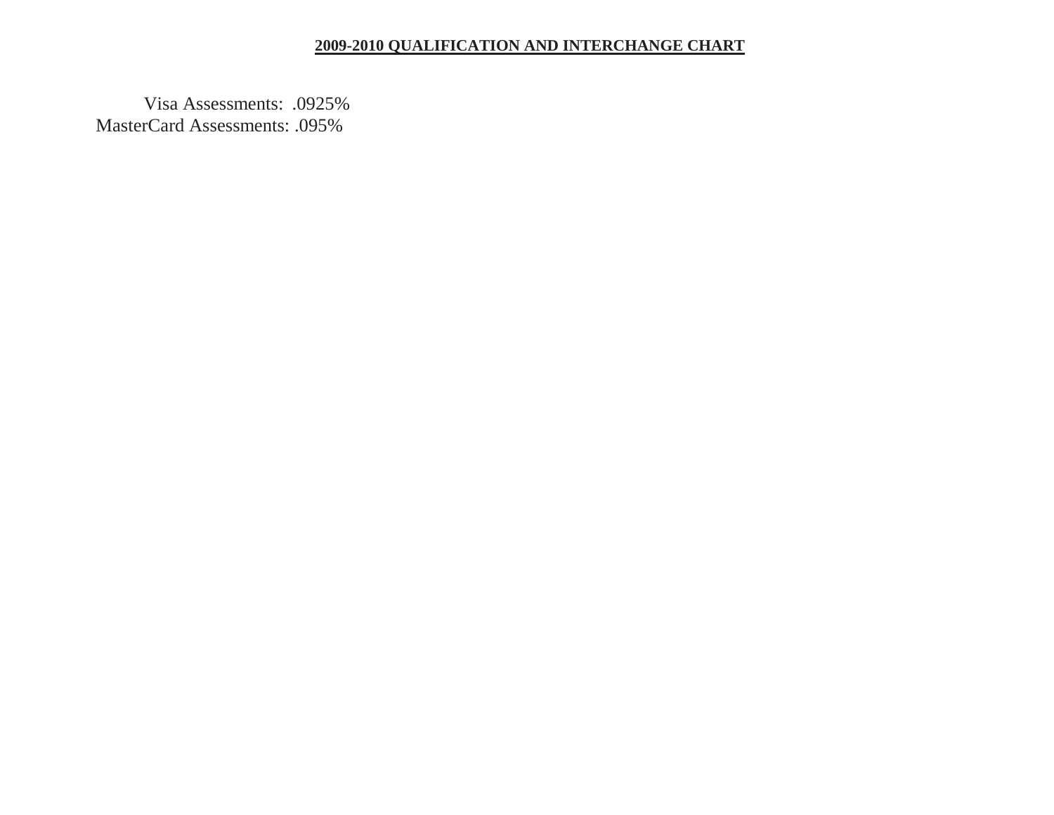## 2009-2010 QUALIFICATION AND INTERCHANGE CHART

Visa Assessments: .0925%
MasterCard Assessments: .095%